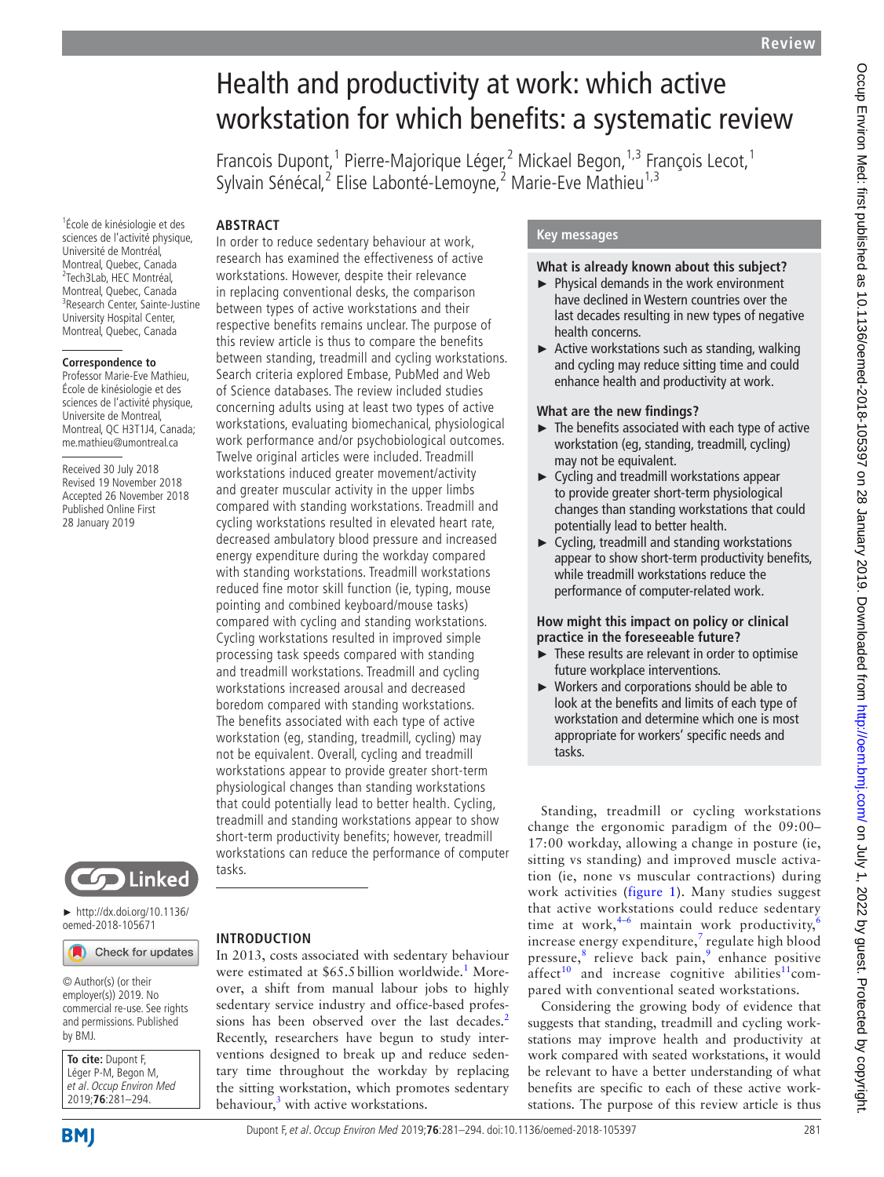Review

# Health and productivity at work: which active workstation for which benefits: a systematic review

Francois Dupont,[1] Pierre-Majorique Léger,[2] Mickael Begon,[1,3] François Lecot,[1] Sylvain Sénécal,[2] Elise Labonté-Lemoyne,[2] Marie-Eve Mathieu[1,3]

[1]École de kinésiologie et des sciences de l'activité physique, Université de Montréal, Montreal, Quebec, Canada
[2]Tech3Lab, HEC Montréal, Montreal, Quebec, Canada
[3]Research Center, Sainte-Justine University Hospital Center, Montreal, Quebec, Canada

**Correspondence to**
Professor Marie-Eve Mathieu, École de kinésiologie et des sciences de l'activité physique, Universite de Montréal, Montreal, QC H3T1J4, Canada; me.mathieu@umontreal.ca

Received 30 July 2018
Revised 19 November 2018
Accepted 26 November 2018
Published Online First 28 January 2019

► http://dx.doi.org/10.1136/oemed-2018-105671

© Author(s) (or their employer(s)) 2019. No commercial re-use. See rights and permissions. Published by BMJ.

**To cite:** Dupont F, Léger P-M, Begon M, et al. *Occup Environ Med* 2019;**76**:281–294.

## ABSTRACT

In order to reduce sedentary behaviour at work, research has examined the effectiveness of active workstations. However, despite their relevance in replacing conventional desks, the comparison between types of active workstations and their respective benefits remains unclear. The purpose of this review article is thus to compare the benefits between standing, treadmill and cycling workstations. Search criteria explored Embase, PubMed and Web of Science databases. The review included studies concerning adults using at least two types of active workstations, evaluating biomechanical, physiological work performance and/or psychobiological outcomes. Twelve original articles were included. Treadmill workstations induced greater movement/activity and greater muscular activity in the upper limbs compared with standing workstations. Treadmill and cycling workstations resulted in elevated heart rate, decreased ambulatory blood pressure and increased energy expenditure during the workday compared with standing workstations. Treadmill workstations reduced fine motor skill function (ie, typing, mouse pointing and combined keyboard/mouse tasks) compared with cycling and standing workstations. Cycling workstations resulted in improved simple processing task speeds compared with standing and treadmill workstations. Treadmill and cycling workstations increased arousal and decreased boredom compared with standing workstations. The benefits associated with each type of active workstation (eg, standing, treadmill, cycling) may not be equivalent. Overall, cycling and treadmill workstations appear to provide greater short-term physiological changes than standing workstations that could potentially lead to better health. Cycling, treadmill and standing workstations appear to show short-term productivity benefits; however, treadmill workstations can reduce the performance of computer tasks.

## Key messages

**What is already known about this subject?**

- Physical demands in the work environment have declined in Western countries over the last decades resulting in new types of negative health concerns.
- Active workstations such as standing, walking and cycling may reduce sitting time and could enhance health and productivity at work.

**What are the new findings?**

- The benefits associated with each type of active workstation (eg, standing, treadmill, cycling) may not be equivalent.
- Cycling and treadmill workstations appear to provide greater short-term physiological changes than standing workstations that could potentially lead to better health.
- Cycling, treadmill and standing workstations appear to show short-term productivity benefits, while treadmill workstations reduce the performance of computer-related work.

**How might this impact on policy or clinical practice in the foreseeable future?**

- These results are relevant in order to optimise future workplace interventions.
- Workers and corporations should be able to look at the benefits and limits of each type of workstation and determine which one is most appropriate for workers' specific needs and tasks.

## INTRODUCTION

In 2013, costs associated with sedentary behaviour were estimated at $65.5 billion worldwide.[1] Moreover, a shift from manual labour jobs to highly sedentary service industry and office-based professions has been observed over the last decades.[2] Recently, researchers have begun to study interventions designed to break up and reduce sedentary time throughout the workday by replacing the sitting workstation, which promotes sedentary behaviour,[3] with active workstations.

Standing, treadmill or cycling workstations change the ergonomic paradigm of the 09:00–17:00 workday, allowing a change in posture (ie, sitting vs standing) and improved muscle activation (ie, none vs muscular contractions) during work activities (figure 1). Many studies suggest that active workstations could reduce sedentary time at work,[4–6] maintain work productivity,[6] increase energy expenditure,[7] regulate high blood pressure,[8] relieve back pain,[9] enhance positive affect[10] and increase cognitive abilities[11] compared with conventional seated workstations.

Considering the growing body of evidence that suggests that standing, treadmill and cycling workstations may improve health and productivity at work compared with seated workstations, it would be relevant to have a better understanding of what benefits are specific to each of these active workstations. The purpose of this review article is thus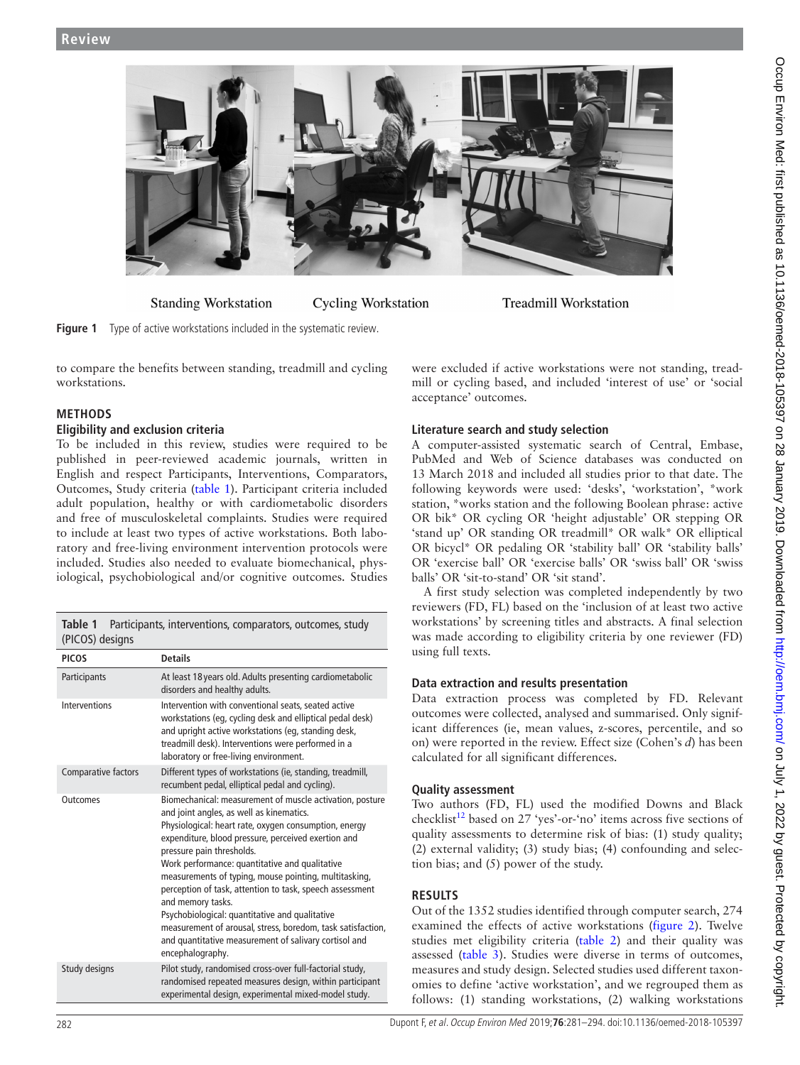Standing Workstation Cycling Workstation Treadmill Workstation

**Figure 1** Type of active workstations included in the systematic review.

to compare the benefits between standing, treadmill and cycling workstations.

## METHODS

### Eligibility and exclusion criteria

To be included in this review, studies were required to be published in peer-reviewed academic journals, written in English and respect Participants, Interventions, Comparators, Outcomes, Study criteria (table 1). Participant criteria included adult population, healthy or with cardiometabolic disorders and free of musculoskeletal complaints. Studies were required to include at least two types of active workstations. Both laboratory and free-living environment intervention protocols were included. Studies also needed to evaluate biomechanical, physiological, psychobiological and/or cognitive outcomes. Studies were excluded if active workstations were not standing, treadmill or cycling based, and included 'interest of use' or 'social acceptance' outcomes.

**Table 1** Participants, interventions, comparators, outcomes, study (PICOS) designs

| PICOS | Details |
|---|---|
| Participants | At least 18 years old. Adults presenting cardiometabolic disorders and healthy adults. |
| Interventions | Intervention with conventional seats, seated active workstations (eg, cycling desk and elliptical pedal desk) and upright active workstations (eg, standing desk, treadmill desk). Interventions were performed in a laboratory or free-living environment. |
| Comparative factors | Different types of workstations (ie, standing, treadmill, recumbent pedal, elliptical pedal and cycling). |
| Outcomes | Biomechanical: measurement of muscle activation, posture and joint angles, as well as kinematics.<br>Physiological: heart rate, oxygen consumption, energy expenditure, blood pressure, perceived exertion and pressure pain thresholds.<br>Work performance: quantitative and qualitative measurements of typing, mouse pointing, multitasking, perception of task, attention to task, speech assessment and memory tasks.<br>Psychobiological: quantitative and qualitative measurement of arousal, stress, boredom, task satisfaction, and quantitative measurement of salivary cortisol and encephalography. |
| Study designs | Pilot study, randomised cross-over full-factorial study, randomised repeated measures design, within participant experimental design, experimental mixed-model study. |

### Literature search and study selection

A computer-assisted systematic search of Central, Embase, PubMed and Web of Science databases was conducted on 13 March 2018 and included all studies prior to that date. The following keywords were used: 'desks', 'workstation', *work station, *works station and the following Boolean phrase: active OR bik* OR cycling OR 'height adjustable' OR stepping OR 'stand up' OR standing OR treadmill* OR walk* OR elliptical OR bicycl* OR pedaling OR 'stability ball' OR 'stability balls' OR 'exercise ball' OR 'exercise balls' OR 'swiss ball' OR 'swiss balls' OR 'sit-to-stand' OR 'sit stand'.

A first study selection was completed independently by two reviewers (FD, FL) based on the 'inclusion of at least two active workstations' by screening titles and abstracts. A final selection was made according to eligibility criteria by one reviewer (FD) using full texts.

### Data extraction and results presentation

Data extraction process was completed by FD. Relevant outcomes were collected, analysed and summarised. Only significant differences (ie, mean values, z-scores, percentile, and so on) were reported in the review. Effect size (Cohen's *d*) has been calculated for all significant differences.

### Quality assessment

Two authors (FD, FL) used the modified Downs and Black checklist[12] based on 27 'yes'-or-'no' items across five sections of quality assessments to determine risk of bias: (1) study quality; (2) external validity; (3) study bias; (4) confounding and selection bias; and (5) power of the study.

## RESULTS

Out of the 1352 studies identified through computer search, 274 examined the effects of active workstations (figure 2). Twelve studies met eligibility criteria (table 2) and their quality was assessed (table 3). Studies were diverse in terms of outcomes, measures and study design. Selected studies used different taxonomies to define 'active workstation', and we regrouped them as follows: (1) standing workstations, (2) walking workstations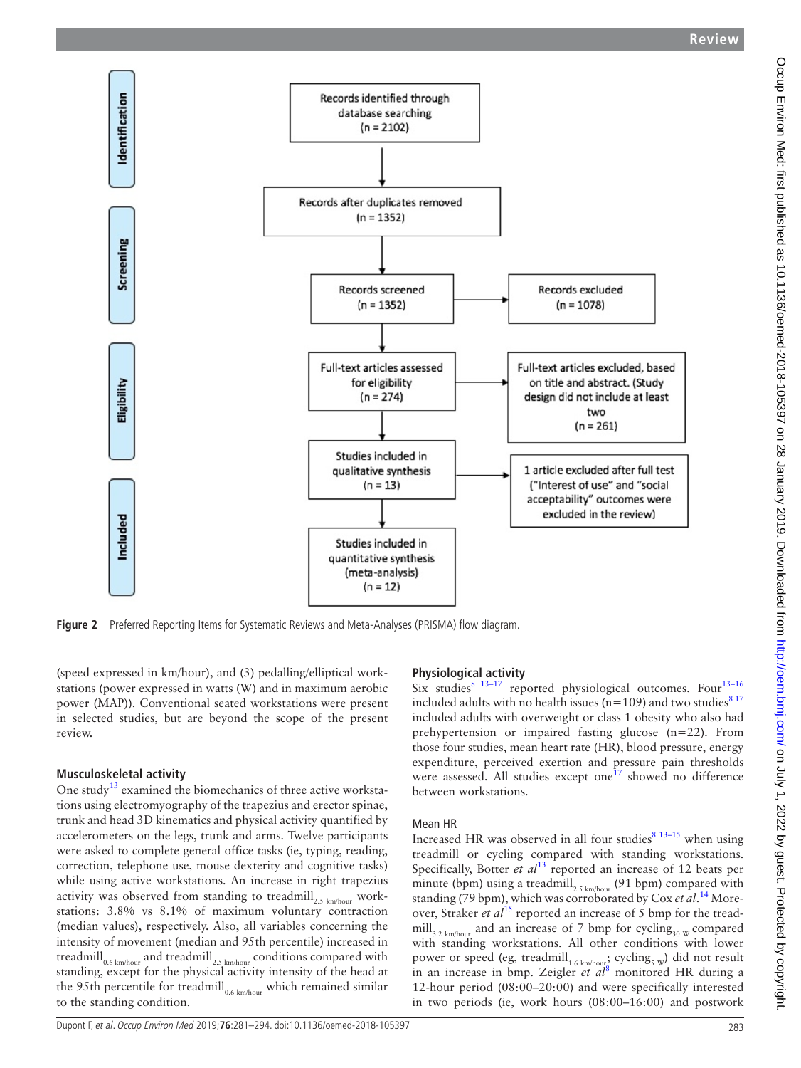Records identified through database searching (n = 2102)

Records after duplicates removed (n = 1352)

Records screened (n = 1352)

Records excluded (n = 1078)

Full-text articles assessed for eligibility (n = 274)

Full-text articles excluded, based on title and abstract. (Study design did not include at least two (n = 261)

Studies included in qualitative synthesis (n = 13)

1 article excluded after full test ("Interest of use" and "social acceptability" outcomes were excluded in the review)

Studies included in quantitative synthesis (meta-analysis) (n = 12)

Identification / Screening / Eligibility / Included

**Figure 2** Preferred Reporting Items for Systematic Reviews and Meta-Analyses (PRISMA) flow diagram.

(speed expressed in km/hour), and (3) pedalling/elliptical workstations (power expressed in watts (W) and in maximum aerobic power (MAP)). Conventional seated workstations were present in selected studies, but are beyond the scope of the present review.

### Musculoskeletal activity

One study[13] examined the biomechanics of three active workstations using electromyography of the trapezius and erector spinae, trunk and head 3D kinematics and physical activity quantified by accelerometers on the legs, trunk and arms. Twelve participants were asked to complete general office tasks (ie, typing, reading, correction, telephone use, mouse dexterity and cognitive tasks) while using active workstations. An increase in right trapezius activity was observed from standing to treadmill$_{2.5\ km/hour}$ workstations: 3.8% vs 8.1% of maximum voluntary contraction (median values), respectively. Also, all variables concerning the intensity of movement (median and 95th percentile) increased in treadmill$_{0.6\ km/hour}$ and treadmill$_{2.5\ km/hour}$ conditions compared with standing, except for the physical activity intensity of the head at the 95th percentile for treadmill$_{0.6\ km/hour}$ which remained similar to the standing condition.

### Physiological activity

Six studies[8 13–17] reported physiological outcomes. Four[13–16] included adults with no health issues (n=109) and two studies[8 17] included adults with overweight or class 1 obesity who also had prehypertension or impaired fasting glucose (n=22). From those four studies, mean heart rate (HR), blood pressure, energy expenditure, perceived exertion and pressure pain thresholds were assessed. All studies except one[17] showed no difference between workstations.

#### Mean HR

Increased HR was observed in all four studies[8 13–15] when using treadmill or cycling compared with standing workstations. Specifically, Botter *et al*[13] reported an increase of 12 beats per minute (bpm) using a treadmill$_{2.5\ km/hour}$ (91 bpm) compared with standing (79 bpm), which was corroborated by Cox *et al*.[14] Moreover, Straker *et al*[15] reported an increase of 5 bmp for the treadmill$_{3.2\ km/hour}$ and an increase of 7 bmp for cycling$_{30\ W}$ compared with standing workstations. All other conditions with lower power or speed (eg, treadmill$_{1.6\ km/hour}$; cycling$_{5\ W}$) did not result in an increase in bmp. Zeigler *et al*[8] monitored HR during a 12-hour period (08:00–20:00) and were specifically interested in two periods (ie, work hours (08:00–16:00) and postwork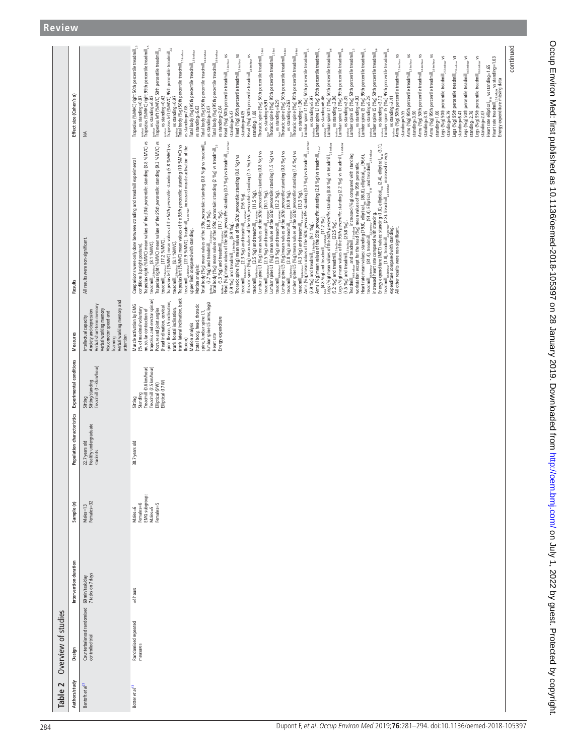## Table 2 Overview of studies

| Authors/study | Design | Intervention duration | Sample (n) | Population characteristics | Experimental conditions | Measures | Results | Effect size (Cohen's d) |
|---|---|---|---|---|---|---|---|---|
| Bantoft *et al*[21] | Counterbalanced randomised controlled trial | 60 min/task/day 7 tasks on 7 days | Males=13 Females=32 | 22.7 years old Healthy undergraduate students | Sitting Sitting/standing Treadmill (1–3 km/hour) | Intellectual capacity Anxiety and depression Verbal short-term memory Verbal working memory Visuomotor speed and learning Verbal working memory and attention | All results were non-significant. | NA |
| Botter *et al*[12] | Randomised repeated measures | ≤4 hours | Males=6 Females=6 EMG subgroup: Males=5 Females=5 | 38.7 years old | Sitting Standing Treadmill (0.6 km/hour) Treadmill (2.5 km/hour) Elliptical (9 W) Elliptical (17 W) | Muscle activation by EMG (% of maximal voluntary muscular contraction of trapezius and erector spinae) Posture and joint angles (head inclination, cervical spine flexion, L5 inclination, trunk frontal inclination, trunk lateral inclination, back flexion) Motion analysis (total body, head, thoracic spine, lumbar spine L1, lumbar spine L5 arms, legs) Heart rate Energy expenditure | Comparisons were only done between standing and treadmill experimental conditions (upright posture). Trapezius right (%MVC) mean values of the *50th percentile*: standing (3.8 %MVC) vs treadmill$_{2.5\,km/hour}$ (8.1 %MVC). Trapezius right (%MVC) mean values of the *95th percentile*: standing (9.3 %MVC) vs treadmill$_{2.5\,km/hour}$ (17.2 %MVC). Trapezius left (%MVC) mean values of the *50th percentile*: standing (5.8 %MVC) vs treadmill$_{2.5\,km/hour}$ (8.1 %MVC). Trapezius left (%MVC) mean values of the *95th percentile*: standing (10 %MVC) vs treadmill$_{2.5\,km/hour}$ (22.9 %MVC). Treadmill$_{2.5\,km/hour}$ increased muscle activation of the upper limb compared with standing. Motion analysis: Total body (%g) mean values of the *50th percentile*: standing (0.8 %g) vs treadmill$_{0.6\,km/hour}$ (3.7 %g) and treadmill$_{2.5\,km/hour}$ (14.9 %g). Total body (%g) mean values of the *95th percentile*: standing (2 %g) vs treadmill$_{0.6\,km/hour}$ (6.3 %g) and treadmill$_{2.5\,km/hour}$ (17.1 %g). Head (%g) mean values of the *50th percentile*: standing (0.7 %g) vs treadmill$_{0.6\,km/hour}$ (2.9 %g) and treadmill$_{2.5\,km/hour}$ (8.9 %g). Thoracic spine (%g) mean values of the *50th percentile*: standing (0.8 %g) vs treadmill$_{0.6\,km/hour}$ (2.3 %g) and treadmill$_{2.5\,km/hour}$ (9.6 %g). Thoracic spine (%g) mean values of the *95th percentile*: standing (1.5 %g) vs treadmill$_{0.6\,km/hour}$ (3.5 %g) and treadmill$_{2.5\,km/hour}$ (11.5 %g). Lumbar spine L1 (%g) mean values of the *50th percentile*: standing (0.8 %g) vs treadmill$_{0.6\,km/hour}$ (2.5 %g) and treadmill$_{2.5\,km/hour}$ (10.1 %g). Lumbar spine L1 (%g) mean values of the *95th percentile*: standing (1.5 %g) vs treadmill$_{0.6\,km/hour}$ (3.9 %g) and treadmill$_{2.5\,km/hour}$ (12.2 %g). Lumbar spine L5 (%g) mean values of the *50th percentile*: standing (0.8 %g) vs treadmill$_{0.6\,km/hour}$ (2.8 %g) and treadmill$_{2.5\,km/hour}$ (10.9 %g). Lumbar spine L5 (%g) mean values of the *95th percentile*: standing (1.6 %g) vs treadmill$_{0.6\,km/hour}$ (4.3 %g) and treadmill$_{2.5\,km/hour}$ (13.3 %g). Arms (%g) mean values of the *50th percentile*: standing (0.7 %g) vs treadmill$_{0.6\,km/hour}$ (2.9 %g) and treadmill$_{2.5\,km/hour}$ (9.1 %g). Arms (%g) mean values of the *95th percentile*: standing (2.8 %g) vs treadmill$_{0.6\,km/hour}$ (4.8 %g) and treadmill$_{2.5\,km/hour}$ (11.2 %g). Legs (%g) mean values of the *50th percentile*: standing (0.8 %g) vs treadmill$_{0.6\,km/hour}$ (5.2 %g) and treadmill$_{2.5\,km/hour}$ (22.5 %g). Legs (%g) mean values of the *95th percentile*: standing (2.2 %g) vs treadmill$_{0.6\,km/hour}$ (7.5 %g) and treadmill$_{2.5\,km/hour}$ (25.8 %g). Treadmill$_{0.6\,km/hour}$ and treadmill$_{2.5\,km/hour}$ increased (%g) compared with standing workstation except for the head (%g) mean values of the 95th percentile. Heart rate mean values: standing (79.8), elliptical$_{9W}$ (86.8), elliptical$_{17W}$ (96.6), treadmill$_{0.6\,km/hour}$ (81.4), treadmill$_{2.5\,km/hour}$ (91.4). Elliptical$_{17W}$ and treadmill$_{2.5\,km/hour}$ increased heart rate compared with standing. Energy expenditure (MET) values: standing (1.6), elliptical$_{9W}$ (2.4), elliptical$_{17W}$ (3.1), treadmill$_{0.6\,km/hour}$ (1.8), treadmill$_{2.5\,km/hour}$ (2.8). Treadmill$_{2.5\,km/hour}$ increased energy expenditure compared with standing. All other results were non-significant. | Trapezius (%MVC) right 50th percentile treadmill$_{2.5\,km/hour}$ vs standing=0.87 Trapezius (%MVC) right 95th percentile treadmill$_{2.5\,km/hour}$ vs standing=0.83 Trapezius left (%MVC) 50th percentile treadmill$_{2.5\,km/hour}$ vs standing=0.43 Trapezius left (%MVC) 95th percentile treadmill$_{2.5\,km/hour}$ vs standing=0.97 Total body (%g) 50th percentile treadmill$_{2.5\,km/hour}$ vs standing=7.08 Total body (%g) 95th percentile treadmill$_{2.5\,km/hour}$ vs standing=6.63 Total body (%g) 50th percentile treadmill$_{0.6\,km/hour}$ vs standing=3.07 Total body (%g) 95th percentile treadmill$_{0.6\,km/hour}$ vs standing=2.04 Head (%g) 50th percentile treadmill$_{2.5\,km/hour}$ vs standing=5.47 Head (%g) 95th percentile treadmill$_{2.5\,km/hour}$ vs standing=4.05 Head (%g) 50th percentile treadmill$_{0.6\,km/hour}$ vs standing=1.88 Thoracic spine (%g) 50th percentile treadmill$_{2.5\,km/hour}$ vs standing=5.91 Thoracic spine (%g) 95th percentile treadmill$_{2.5\,km/hour}$ vs standing=6.29 Thoracic spine (%g) 50th percentile treadmill$_{0.6\,km/hour}$ vs standing=2.63 Thoracic spine (%g) 95th percentile treadmill$_{0.6\,km/hour}$ vs standing=1.96 Lumbar spine L1 (%g) 50th percentile treadmill$_{2.5\,km/hour}$ vs standing=5.97 Lumbar spine L1 (%g) 95th percentile treadmill$_{2.5\,km/hour}$ vs standing=6.46 Lumbar spine L1 (%g) 50th percentile treadmill$_{0.6\,km/hour}$ vs standing=2.98 Lumbar spine L1 (%g) 95th percentile treadmill$_{0.6\,km/hour}$ vs standing=2.35 Lumbar spine L5 (%g) 50th percentile treadmill$_{2.5\,km/hour}$ vs standing=4.92 Lumbar spine L5 (%g) 95th percentile treadmill$_{2.5\,km/hour}$ vs standing=5.28 Lumbar spine L5 (%g) 50th percentile treadmill$_{0.6\,km/hour}$ vs standing=3.12 Lumbar spine L5 (%g) 95th percentile treadmill$_{0.6\,km/hour}$ vs standing=2.41 Arms (%g) 50th percentile treadmill$_{2.5\,km/hour}$ vs standing=5.55 Arms (%g) 95th percentile treadmill$_{2.5\,km/hour}$ vs standing=3.90 Arms (%g) 50th percentile treadmill$_{0.6\,km/hour}$ vs standing=3.15 Arms (%g) 95th percentile treadmill$_{0.6\,km/hour}$ vs standing=1.06 Legs (%g) 50th percentile treadmill$_{2.5\,km/hour}$ vs standing=6.79 Legs (%g) 95th percentile treadmill$_{2.5\,km/hour}$ vs standing=6.41 Legs (%g) 50th percentile treadmill$_{0.6\,km/hour}$ vs standing=2.28 Legs (%g) 95th percentile treadmill$_{0.6\,km/hour}$ vs standing=2.07 Heart rate elliptical$_{17W}$ vs standing=1.65 Heart rate treadmill$_{2.5\,km/hour}$ vs standing=1.63 Energy expenditure missing data |

continued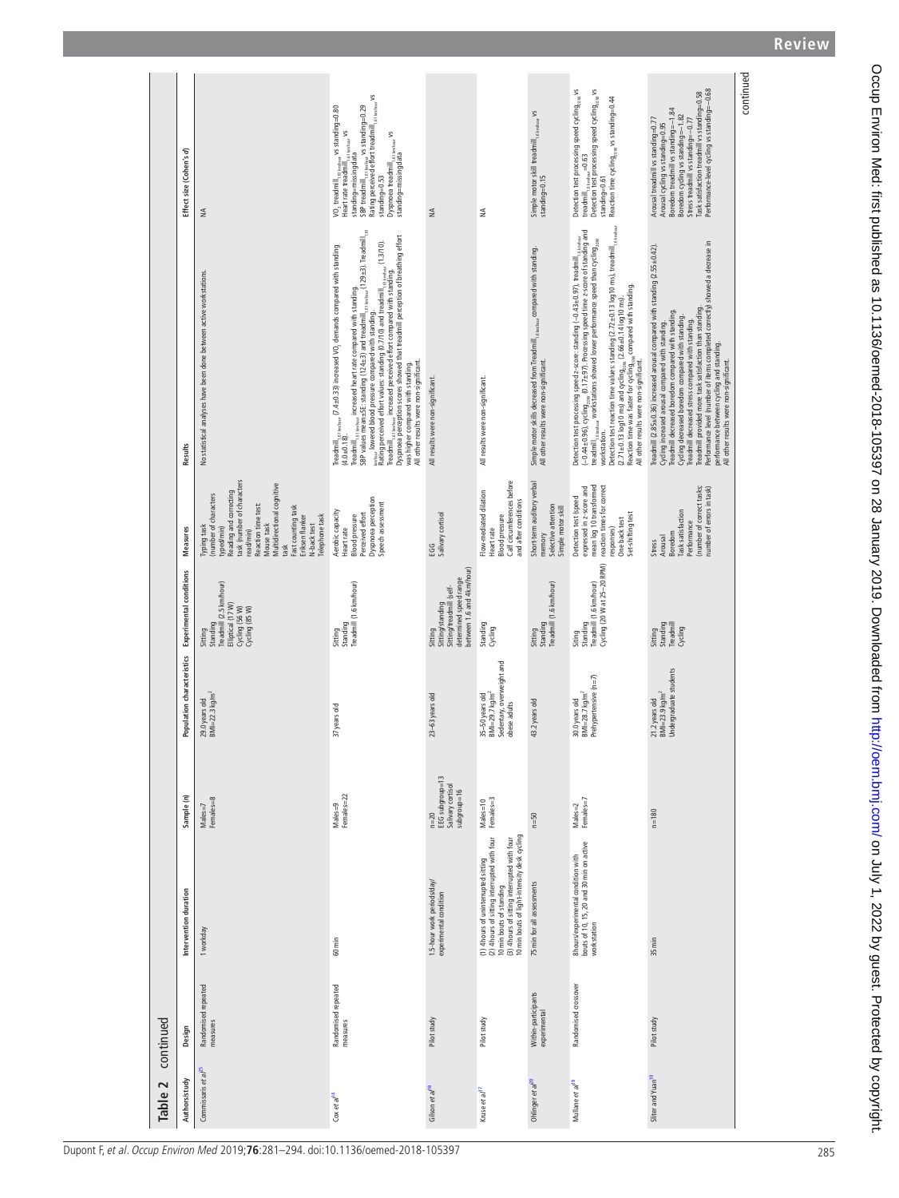**Table 2 continued**

| Authors/study | Design | Intervention duration | Sample (n) | Population characteristics | Experimental conditions | Measures | Results | Effect size (Cohen's d) |
|---|---|---|---|---|---|---|---|---|
| Commissaris et al[25] | Randomised repeated measures | 1 workday | Males=7<br>Females=8 | 29.0 years old<br>BMI=22.3 kg/m$^2$ | Sitting<br>Standing<br>Treadmill (2.5 km/hour)<br>Elliptical (17 W)<br>Cycling (56 W)<br>Cycling (85 W) | Typing task (number of characters typed/min)<br>Reading and correcting task (number of characters read/min)<br>Reaction time test<br>Mouse task<br>Multidirectional cognitive task<br>Fast counting task<br>Eriksen flanker<br>N-back test<br>Telephone task | No statistical analyses have been done between active workstations. | NA |
| Cox et al[14] | Randomised repeated measures | 60 min | Males=9<br>Females=22 | 37 years old | Sitting<br>Standing<br>Treadmill (1.6 km/hour) | Aerobic capacity<br>Heart rate<br>Blood pressure<br>Perceived effort<br>Dyspnoea perception<br>Speech assessment | Treadmill$_{1.61\ km/hour}$ (7.4±0.33) increased VO$_2$ demands compared with standing (4.0±0.18).<br>Treadmill$_{1.61\ km/hour}$ increased heart rate compared with standing.<br>SBP values mean±SE: standing (124±3) and treadmill$_{1.61\ km/hour}$ (129±3). Treadmill$_{1.61\ km/hour}$ lowered blood pressure compared with standing.<br>Rating perceived effort values: standing (0.7/10) and treadmill$_{1.61\ km/hour}$ (1.37/10). Treadmill$_{1.61\ km/hour}$ increased perceived effort compared with standing.<br>Dyspnoea perception scores showed that treadmill perception of breathing effort was higher compared with standing.<br>All other results were non-significant. | VO$_2$ treadmill$_{1.61\ km/hour}$ vs standing=0.80<br>Heart rate treadmill$_{1.61\ km/hour}$ vs standing=missing data<br>SBP treadmill$_{1.61\ km/hour}$ vs standing=0.29<br>Rating perceived effort treadmill$_{1.61\ km/hour}$ vs standing=0.53<br>Dyspnoea treadmill$_{1.61\ km/hour}$ vs standing=missing data |
| Gilson et al[18] | Pilot study | 1.5-hour work periods/day/experimental condition | n=20<br>EEG subgroup=13<br>Salivary cortisol subgroup=16 | 23–63 years old | Sitting<br>Sitting/standing<br>Sitting/treadmill (self-determined speed range between 1.6 and 4 km/hour) | EEG<br>Salivary cortisol | All results were non-significant. | NA |
| Kruse et al[17] | Pilot study | (1) 4 hours of uninterrupted sitting<br>(2) 4 hours of sitting interrupted with four 10 min bouts of standing<br>(3) 4 hours of sitting interrupted with four 10 min bouts of light-intensity desk cycling | Males=10<br>Females=3 | 35–50 years old<br>BMI=29.7 kg/m$^2$<br>Sedentary, overweight and obese adults | Standing<br>Cycling | Flow-mediated dilation<br>Heart rate<br>Blood pressure<br>Calf circumferences before and after conditions | All results were non-significant. | NA |
| Ohlinger et al[20] | Within-participants experimental | 75 min for all assessments | n=50 | 43.2 years old | Sitting<br>Standing<br>Treadmill (1.6 km/hour) | Short-term auditory verbal memory<br>Selective attention<br>Simple motor skill | Simple motor skills decreased from Treadmill$_{1.6\ km/hour}$ compared with standing.<br>All other results were non-significant. | Simple motor skill treadmill$_{1.6\ km/hour}$ vs standing=0.15 |
| Mullane et al[19] | Randomised crossover | 8 hours/experimental condition with bouts of 10, 15, 20 and 30 min on active workstation | Males=2<br>Females=7 | 30.0 years old<br>BMI=28.7 kg/m$^2$<br>Prehypertensive (n=7) | Sitting<br>Standing<br>Treadmill (1.6 km/hour)<br>Cycling (20 W at 25–30 RPM) | Detection test (speed expressed in z-score and mean log 10 transformed reaction times for correct responses)<br>One back test<br>Set-shifting test | Detection test processing speed z-score: standing (−0.43±0.97), treadmill$_{1.6\ km/hour}$ (−0.44±0.96), cycling$_{20W}$ (0.17±0.97). Processing speed time z-score of standing and treadmill$_{1.6\ km/hour}$ workstations showed lower performance speed than cycling$_{20W}$ workstation.<br>Detection test reaction time values: standing (2.72±0.13 log10 ms), treadmill$_{1.6\ km/hour}$ (2.71±0.13 log10 ms) and cycling$_{20W}$ (2.66±0.14 log10 ms).<br>Reaction time was faster for cycling$_{20W}$ compared with standing.<br>All other results were non-significant. | Detection test processing speed cycling$_{20W}$ vs treadmill$_{1.6\ km/hour}$=0.63<br>Detection test processing speed cycling$_{20W}$ vs standing=0.61<br>Reaction time cycling$_{20W}$ vs standing=0.44 |
| Sliter and Yuan[10] | Pilot study | 35 min | n=180 | 21.2 years old<br>BMI=23.9 kg/m$^2$<br>Undergraduate students | Sitting<br>Standing<br>Treadmill<br>Cycling | Stress<br>Arousal<br>Boredom<br>Task satisfaction<br>Performance (number of correct tasks; number of errors in task) | Treadmill (2.85±0.36) increased arousal compared with standing (2.55±0.42).<br>Cycling increased arousal compared with standing.<br>Treadmill decreased boredom compared with standing.<br>Cycling decreased boredom compared with standing.<br>Treadmill decreased stress compared with standing.<br>Treadmill provided more task satisfaction than standing.<br>Performance level (number of items completed correctly) showed a decrease in performance between cycling and standing.<br>All other results were non-significant. | Arousal treadmill vs standing=0.77<br>Arousal cycling vs standing=0.95<br>Boredom treadmill vs standing=−1.84<br>Boredom cycling vs standing=−1.82<br>Stress treadmill vs standing=−0.77<br>Task satisfaction treadmill vs standing=0.58<br>Performance-level cycling vs standing=−0.68 |

continued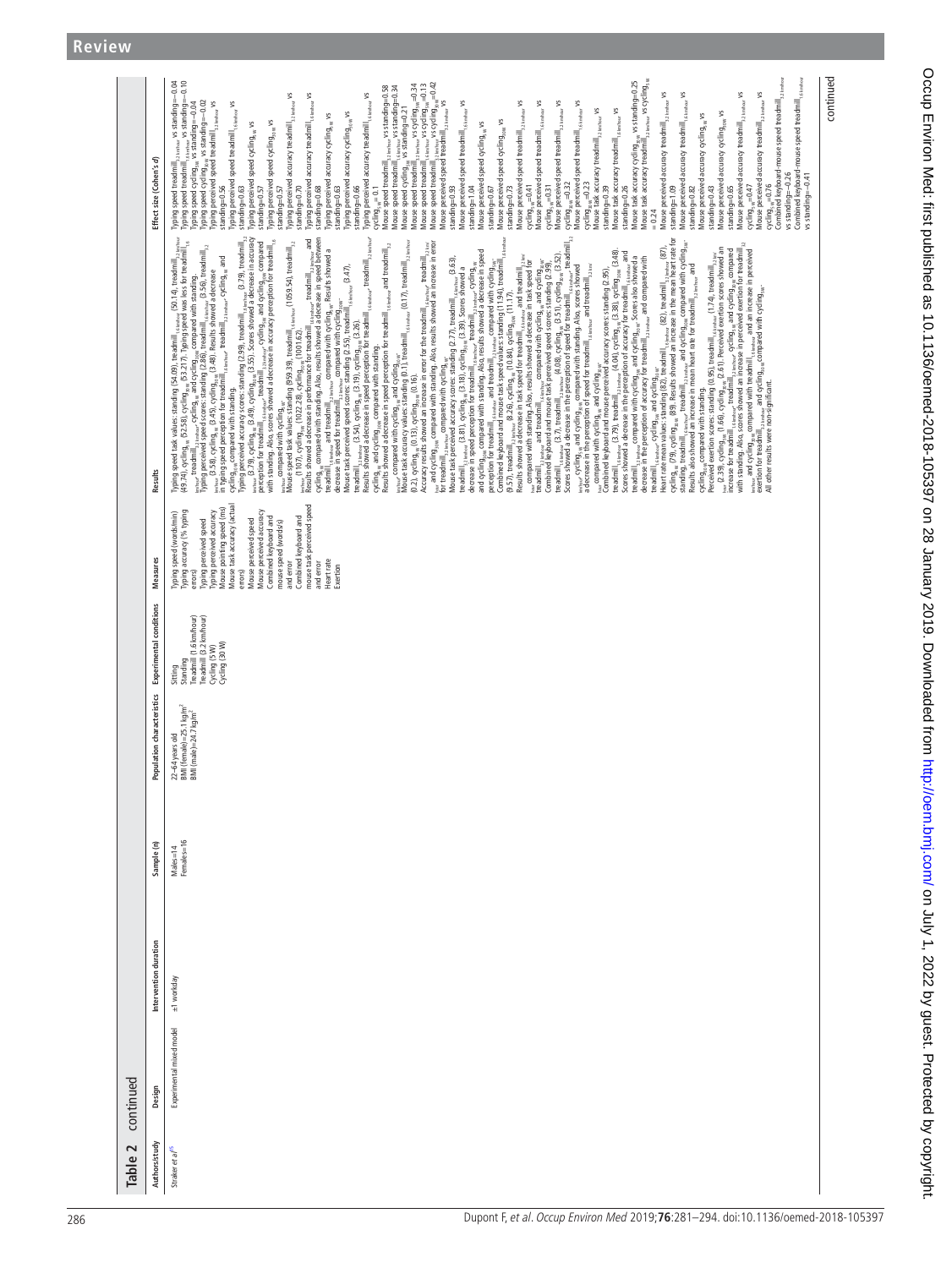**Table 2 continued**

| Authors/study | Design | Intervention duration | Sample (n) | Population characteristics | Experimental conditions | Measures | Results | Effect size (Cohen's d) |
|---|---|---|---|---|---|---|---|---|
| Straker *et al*[45] | Experimental mixed model | ±1 workday | Males=14<br>Females=16 | 22–64 years old<br>BMI (female)=25.1 kg/m²<br>BMI (male)=24.7 kg/m² | Sitting<br>Standing<br>Treadmill (1.6 km/hour)<br>Treadmill (3.2 km/hour)<br>Cycling (5 W)<br>Cycling (30 W) | Typing speed (words/min)<br>Typing accuracy (% typing errors)<br>Typing perceived speed<br>Typing perceived accuracy<br>Mouse pointing speed (ms)<br>Mouse task accuracy (actual errors)<br>Mouse perceived speed<br>Mouse perceived accuracy<br>Combined keyboard and mouse speed (words/s) and error<br>Combined keyboard and mouse task perceived speed and error<br>Heart rate<br>Exertion | Typing speed task values: standing (54.09), treadmill$_{1.6\,km/hour}$ (50.14), treadmill$_{3.2\,km/hour}$ (49.74), cycling$_{5\,W}$ (52.58), cycling$_{30\,W}$ (53.21). Typing speed was less for treadmill$_{1.6\,km/hour}$, treadmill$_{3.2\,km/hour}$, cycling$_{5\,W}$ and cycling$_{30\,W}$ compared with standing.<br>Typing perceived speed scores: standing (2.86), treadmill$_{1.6\,km/hour}$ (3.56), treadmill$_{3.2\,km/hour}$ (3.58), cycling$_{5\,W}$ (3.45), cycling$_{30\,W}$ (3.48). Results showed a decrease in typing speed perception for treadmill$_{1.6\,km/hour}$, treadmill$_{3.2\,km/hour}$, cycling$_{5\,W}$ and cycling$_{30\,W}$ compared with standing.<br>Typing perceived accuracy scores: standing (2.99), treadmill$_{1.6\,km/hour}$ (3.79), treadmill$_{3.2\,km/hour}$ (3.79), cycling$_{5\,W}$ (3.49), cycling$_{30\,W}$ (3.55). Scores showed a decrease in accuracy perception for treadmill$_{1.6\,km/hour}$, treadmill$_{3.2\,km/hour}$, cycling$_{5\,W}$ and cycling$_{30\,W}$ compared with standing. Also, scores showed a decrease in accuracy perception for treadmill$_{1.6\,km/hour}$ compared with cycling$_{5\,W}$.<br>Mouse speed task values: standing (959.39), treadmill$_{1.6\,km/hour}$ (1059.54), treadmill$_{3.2\,km/hour}$ (1107), cycling$_{5\,W}$ (1022.28), cycling$_{30\,W}$ (1001.62).<br>Results showed a decrease in performance for treadmill$_{1.6\,km/hour}$, treadmill$_{3.2\,km/hour}$ and cycling$_{5\,W}$ compared with standing. Also, results showed a decrease in speed between treadmill$_{1.6\,km/hour}$ and treadmill$_{3.2\,km/hour}$ compared with cycling$_{5\,W}$. Results showed a decrease in speed for treadmill$_{3.2\,km/hour}$ compared with cycling$_{30\,W}$.<br>Mouse task perceived speed scores: standing (2.55), treadmill$_{1.6\,km/hour}$ (3.47), treadmill$_{3.2\,km/hour}$ (3.54), cycling$_{5\,W}$ (3.19), cycling$_{30\,W}$ (3.26).<br>Results showed a decrease in speed perception for treadmill$_{1.6\,km/hour}$, treadmill$_{3.2\,km/hour}$, cycling$_{5\,W}$ and cycling$_{30\,W}$ compared with standing.<br>Results showed a decrease in speed perception for treadmill$_{1.6\,km/hour}$ and treadmill$_{3.2\,km/hour}$ compared with cycling$_{5\,W}$ and cycling$_{30\,W}$.<br>Mouse task accuracy values: standing (0.1), treadmill$_{1.6\,km/hour}$ (0.17), treadmill$_{3.2\,km/hour}$ (0.2), cycling$_{5\,W}$ (0.13), cycling$_{30\,W}$ (0.15).<br>Accuracy results showed an increase in error for the treadmill$_{1.6\,km/hour}$, treadmill$_{3.2\,km/hour}$ and cycling$_{30\,W}$ compared with standing. Also, results showed an increase in error for treadmill$_{3.2\,km/hour}$ compared with cycling$_{5\,W}$.<br>Mouse task perceived accuracy scores: standing (2.77), treadmill$_{1.6\,km/hour}$ (3.63), treadmill$_{3.2\,km/hour}$ (3.81), cycling$_{5\,W}$ (3.18), cycling$_{30\,W}$ (3.38). Scores showed a decrease in speed perception for treadmill$_{1.6\,km/hour}$, treadmill$_{3.2\,km/hour}$, cycling$_{5\,W}$ and cycling$_{30\,W}$ compared with standing. Also, results showed a decrease in speed perception for treadmill$_{1.6\,km/hour}$ and treadmill$_{3.2\,km/hour}$ compared with cycling$_{5\,W}$.<br>Combined keyboard and mouse task speed values: standing (11.94), treadmill$_{1.6\,km/hour}$ (9.57), treadmill$_{3.2\,km/hour}$ (8.26), cycling$_{5\,W}$ (10.84), cycling$_{30\,W}$ (11.17).<br>Results showed a decrease in task speed for treadmill$_{1.6\,km/hour}$ and treadmill$_{3.2\,km/hour}$ compared with standing. Also, results showed a decrease in task speed for treadmill$_{1.6\,km/hour}$ and treadmill$_{3.2\,km/hour}$ compared with cycling$_{5\,W}$ and cycling$_{30\,W}$.<br>Combined keyboard and mouse task perceived speed scores: standing (2.99), treadmill$_{1.6\,km/hour}$ (3.7), treadmill$_{3.2\,km/hour}$ (4.08), cycling$_{5\,W}$ (3.51), cycling$_{30\,W}$ (3.52).<br>Scores showed a decrease in the perception of speed for treadmill$_{1.6\,km/hour}$, treadmill$_{3.2\,km/hour}$, cycling$_{5\,W}$ and cycling$_{30\,W}$ compared with standing. Also, scores showed a decrease in the perception of speed for treadmill$_{1.6\,km/hour}$ and treadmill$_{3.2\,km/hour}$ compared with cycling$_{5\,W}$ and cycling$_{30\,W}$.<br>Combined keyboard and mouse perceived accuracy scores: standing (2.95), treadmill$_{1.6\,km/hour}$ (3.79), treadmill$_{3.2\,km/hour}$ (4.04), cycling$_{5\,W}$ (3.38), cycling$_{30\,W}$ (3.48).<br>Scores showed a decrease in the perception of accuracy for treadmill$_{1.6\,km/hour}$ and treadmill$_{3.2\,km/hour}$ compared with cycling$_{5\,W}$ and cycling$_{30\,W}$. Scores also showed a decrease in the perception of accuracy for treadmill$_{3.2\,km/hour}$ and compared with treadmill$_{1.6\,km/hour}$, cycling$_{5\,W}$ and cycling$_{30\,W}$.<br>Heart rate mean values: standing (82), treadmill$_{1.6\,km/hour}$ (82), treadmill$_{3.2\,km/hour}$ (87), cycling$_{5\,W}$ (79), cycling$_{30\,W}$ (89). Results showed an increase in the mean heart rate for standing, treadmill$_{1.6\,km/hour}$, treadmill$_{3.2\,km/hour}$ and cycling$_{30\,W}$ compared with cycling$_{5\,W}$. Results also showed an increase in mean heart rate for treadmill$_{3.2\,km/hour}$ and cycling$_{30\,W}$ compared with standing.<br>Perceived exertion scores: standing (0.95), treadmill$_{1.6\,km/hour}$ (1.74), treadmill$_{3.2\,km/hour}$ (2.39), cycling$_{5\,W}$ (1.66), cycling$_{30\,W}$ (2.61). Perceived exertion scores showed an increase for treadmill$_{1.6\,km/hour}$, treadmill$_{3.2\,km/hour}$, cycling$_{5\,W}$ and cycling$_{30\,W}$ compared with standing. Also, scores showed an increase in perceived exertion for treadmill$_{3.2\,km/hour}$ and cycling$_{30\,W}$ compared with treadmill$_{1.6\,km/hour}$ and an increase in perceived exertion for treadmill$_{3.2\,km/hour}$ and cycling$_{30\,W}$ compared with cycling$_{5\,W}$.<br>All other results were non-significant. | Typing speed treadmill$_{1.6\,km/hour}$ vs standing=−0.04<br>Typing speed treadmill$_{3.2\,km/hour}$ vs standing=−0.10<br>Typing speed cycling$_{5\,W}$ vs standing=−0.04<br>Typing speed cycling$_{30\,W}$ vs standing=−0.02<br>Typing perceived speed treadmill$_{1.6\,km/hour}$ vs standing=0.56<br>Typing perceived speed treadmill$_{3.2\,km/hour}$ vs standing=0.63<br>Typing perceived speed cycling$_{5\,W}$ vs standing=0.57<br>Typing perceived speed cycling$_{30\,W}$ vs standing=0.57<br>Typing perceived accuracy treadmill$_{1.6\,km/hour}$ vs standing=0.70<br>Typing perceived accuracy treadmill$_{3.2\,km/hour}$ vs standing=0.68<br>Typing perceived accuracy cycling$_{5\,W}$ vs standing=0.63<br>Typing perceived accuracy cycling$_{30\,W}$ vs standing=0.66<br>Typing perceived accuracy treadmill$_{1.6\,km/hour}$ vs cycling$_{5\,W}$=0.1<br>Mouse speed treadmill$_{1.6\,km/hour}$ vs standing=0.58<br>Mouse speed treadmill$_{3.2\,km/hour}$ vs standing=0.34<br>Mouse speed cycling$_{5\,W}$ vs standing=0.21<br>Mouse speed treadmill$_{1.6\,km/hour}$ vs cycling$_{5\,W}$=0.34<br>Mouse speed treadmill$_{3.2\,km/hour}$ vs cycling$_{5\,W}$=0.13<br>Mouse speed treadmill$_{3.2\,km/hour}$ vs cycling$_{30\,W}$=0.42<br>Mouse perceived speed treadmill$_{1.6\,km/hour}$ vs standing=0.93<br>Mouse perceived speed treadmill$_{3.2\,km/hour}$ vs standing=1.04<br>Mouse perceived speed cycling$_{5\,W}$ vs standing=0.67<br>Mouse perceived speed cycling$_{30\,W}$ vs standing=0.73<br>Mouse perceived speed treadmill$_{1.6\,km/hour}$ vs cycling$_{5\,W}$=0.41<br>Mouse perceived speed treadmill$_{1.6\,km/hour}$ vs cycling$_{30\,W}$=0.31<br>Mouse perceived speed treadmill$_{3.2\,km/hour}$ vs cycling$_{5\,W}$=0.32<br>Mouse perceived speed treadmill$_{3.2\,km/hour}$ vs cycling$_{30\,W}$=0.23<br>Mouse task accuracy treadmill$_{1.6\,km/hour}$ vs standing=0.39<br>Mouse task accuracy treadmill$_{3.2\,km/hour}$ vs standing=0.26<br>Mouse task accuracy cycling$_{30\,W}$ vs standing=0.25<br>Mouse task accuracy treadmill$_{3.2\,km/hour}$ vs cycling$_{5\,W}$ =0.24<br>Mouse perceived accuracy treadmill$_{1.6\,km/hour}$ vs standing=1.09<br>Mouse perceived accuracy treadmill$_{3.2\,km/hour}$ vs standing=0.82<br>Mouse perceived accuracy cycling$_{5\,W}$ vs standing=0.43<br>Mouse perceived accuracy cycling$_{30\,W}$ vs standing=0.65<br>Mouse perceived accuracy treadmill$_{1.6\,km/hour}$ vs cycling$_{5\,W}$=0.47<br>Mouse perceived accuracy treadmill$_{3.2\,km/hour}$ vs cycling$_{5\,W}$=0.76<br>Combined keyboard-mouse speed treadmill$_{1.6\,km/hour}$ vs standing=−0.26<br>Combined keyboard-mouse speed treadmill$_{3.2\,km/hour}$ vs standing=−0.41 |

continued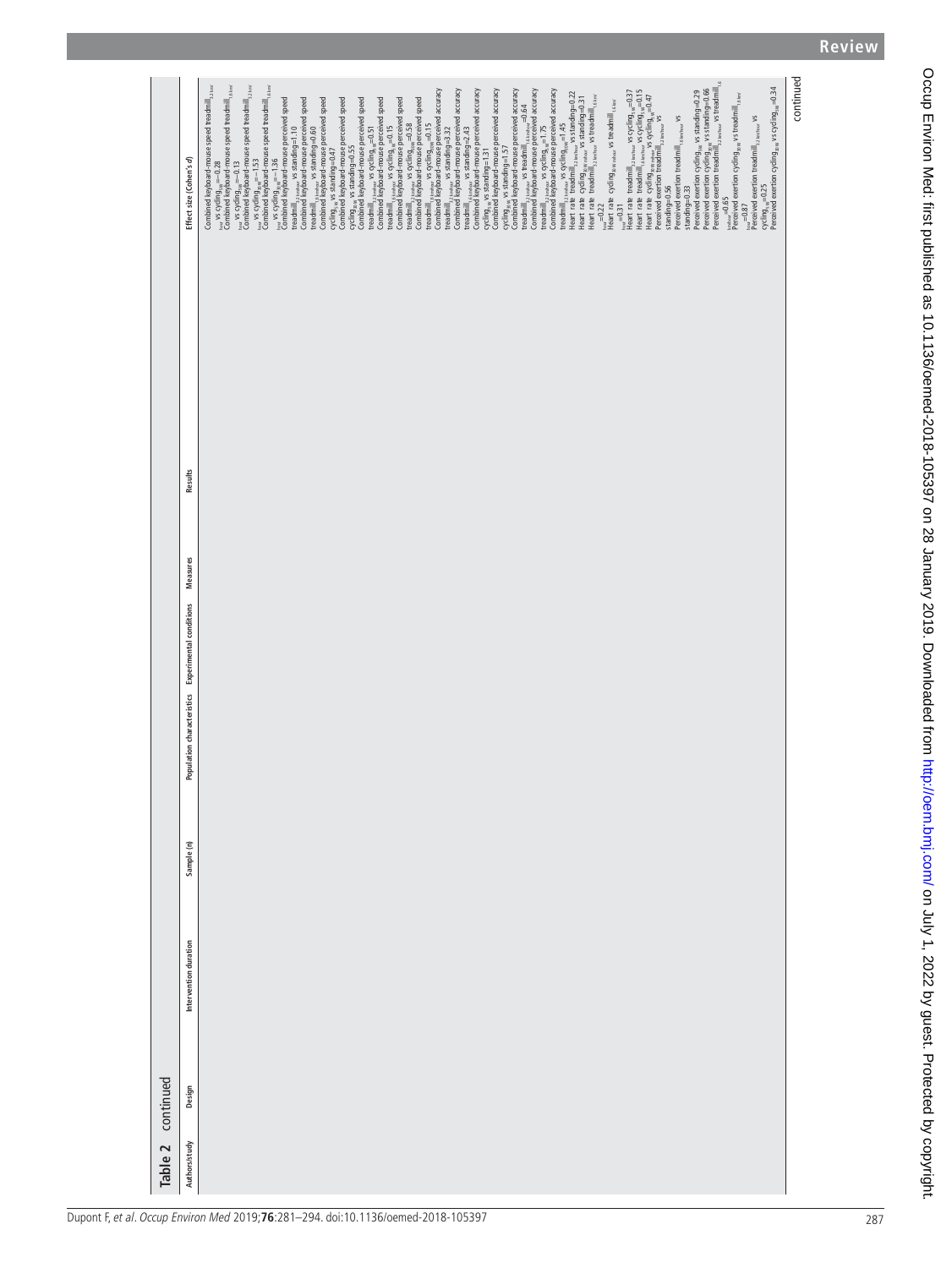**Table 2** continued

| Authors/study | Design | Intervention duration | Sample (n) | Population characteristics | Experimental conditions | Measures | Results | Effect size (Cohen's d) |
|---|---|---|---|---|---|---|---|---|
| | | | | | | | | Combined keyboard-mouse speed $treadmill_{3.2\,km/hour}$ vs $cycling_{30W}$=−0.28<br>Combined keyboard-mouse speed $treadmill_{1.6\,km/hour}$ vs $cycling_{30W}$=−0.13<br>Combined keyboard-mouse speed $treadmill_{3.2\,km/hour}$ vs $cycling_{30W}$=−1.53<br>Combined keyboard-mouse speed $treadmill_{1.6\,km/hour}$ vs $cycling_{30W}$=−1.36<br>Combined keyboard-mouse perceived speed $treadmill_{3.2\,km/hour}$ vs standing=1.10<br>Combined keyboard-mouse perceived speed $treadmill_{1.6\,km/hour}$ vs standing=0.60<br>Combined keyboard-mouse perceived speed $cycling_{30W}$ vs standing=0.47<br>Combined keyboard-mouse perceived speed $cycling_{30W}$ vs standing=0.55<br>Combined keyboard-mouse perceived speed $treadmill_{3.2\,km/hour}$ vs $cycling_{30W}$=0.51<br>Combined keyboard-mouse perceived speed $treadmill_{1.6\,km/hour}$ vs $cycling_{30W}$=0.15<br>Combined keyboard-mouse perceived speed $treadmill_{3.2\,km/hour}$ vs $cycling_{30W}$=0.58<br>Combined keyboard-mouse perceived speed $treadmill_{1.6\,km/hour}$ vs $cycling_{30W}$=0.15<br>Combined keyboard-mouse perceived accuracy $treadmill_{3.2\,km/hour}$ vs standing=3.32<br>Combined keyboard-mouse perceived accuracy $treadmill_{1.6\,km/hour}$ vs standing=2.43<br>Combined keyboard-mouse perceived accuracy $cycling_{30W}$ vs standing=1.31<br>Combined keyboard-mouse perceived accuracy $cycling_{30W}$ vs standing=1.57<br>Combined keyboard-mouse perceived accuracy $treadmill_{3.2\,km/hour}$ vs $treadmill_{1.6\,km/hour}$=0.64<br>Combined keyboard-mouse perceived accuracy $treadmill_{1.6\,km/hour}$ vs $cycling_{30W}$=1.75<br>Combined keyboard-mouse perceived accuracy $treadmill_{3.2\,km/hour}$ vs $cycling_{30W}$=1.45<br>Heart rate $treadmill_{3.2\,km/hour}$ vs standing=0.22<br>Heart rate $cycling_{30W\,rotator}$ vs standing=0.31<br>Heart rate $treadmill_{3.2\,km/hour}$ vs $treadmill_{1.6\,km/hour}$=0.22<br>Heart rate $cycling_{30W\,rotator}$ vs $treadmill_{1.6\,km/hour}$=0.31<br>Heart rate $treadmill_{3.2\,km/hour}$ vs $cycling_{30W}$=0.37<br>Heart rate $treadmill_{1.6\,km/hour}$ vs $cycling_{30W}$=0.15<br>Heart rate $cycling_{30W\,rotator}$ vs $cycling_{30W}$=0.47<br>Perceived exertion $treadmill_{3.2\,km/hour}$ vs standing=0.56<br>Perceived exertion $treadmill_{1.6\,km/hour}$ vs standing=0.33<br>Perceived exertion $cycling_{30W}$ vs standing=0.29<br>Perceived exertion $cycling_{30W}$ vs standing=0.66<br>Perceived exertion $treadmill_{3.2\,km/hour}$ vs $treadmill_{1.6\,km/hour}$=0.65<br>Perceived exertion $cycling_{30W}$ vs $treadmill_{1.6\,km/hour}$=0.87<br>Perceived exertion $treadmill_{3.2\,km/hour}$ vs $cycling_{30W}$=0.25<br>Perceived exertion $cycling_{30W}$ vs $cycling_{30W}$=0.34 |

continued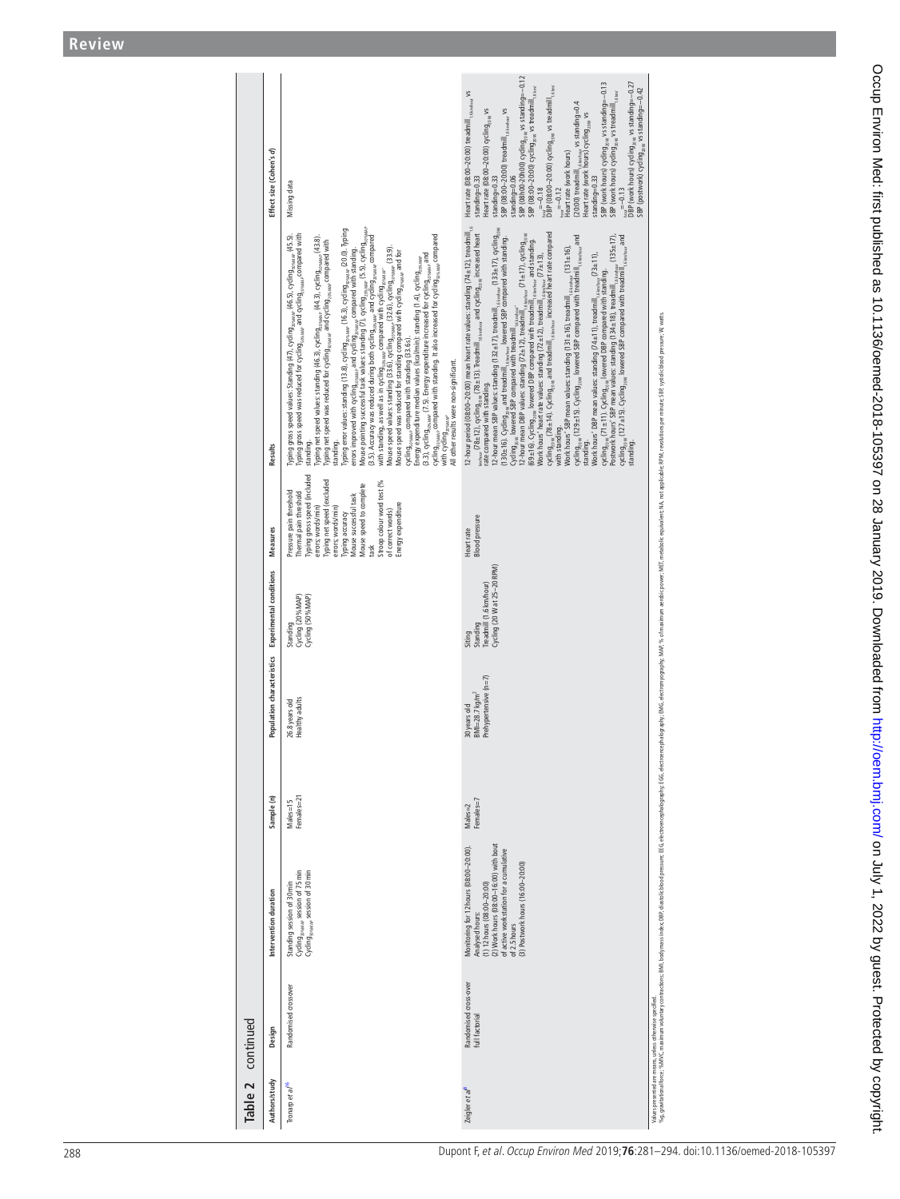## Table 2 continued

| Authors/study | Design | Intervention duration | Sample (n) | Population characteristics | Experimental conditions | Measures | Results | Effect size (Cohen's *d*) |
|---|---|---|---|---|---|---|---|---|
| Tronarp *et al*[16] | Randomised crossover | Standing session of 30 min<br>$Cycling_{20\%MAP}$ session of 75 min<br>$Cycling_{50\%MAP}$ session of 30 min | Males=15<br>Females=21 | 26.8 years old<br>Healthy adults | Standing<br>Cycling (20% MAP)<br>Cycling (50% MAP) | Pressure pain threshold<br>Thermal pain threshold<br>Typing gross speed (included errors; words/min)<br>Typing net speed (excluded errors; words/min)<br>Typing accuracy<br>Mouse successful task<br>Mouse speed to complete task<br>Stroop colour word test (% of correct words)<br>Energy expenditure | Typing gross speed values: Standing (47), $cycling_{20\%MAP}$ (46.5), $cycling_{50\%MAP}$ (45.5). Typing gross speed was reduced for $cycling_{20\%MAP}$ and $cycling_{50\%MAP}$ compared with standing.<br>Typing net speed values: standing (46.3), $cycling_{20\%MAP}$ (44.3), $cycling_{50\%MAP}$ (43.8). Typing net speed was reduced for $cycling_{20\%MAP}$ and $cycling_{50\%MAP}$ compared with standing.<br>Typing error values: standing (13.8), $cycling_{20\%MAP}$ (16.3), $cycling_{50\%MAP}$ (20.0). Typing errors improved with $cycling_{20\%MAP}$ and $cycling_{50\%MAP}$ compared with standing.<br>Mouse pointing successful task values: standing (7), $cycling_{20\%MAP}$ (5.5), $cycling_{50\%MAP}$ (3.5). Accuracy was reduced during both $cycling_{20\%MAP}$ and $cycling_{50\%MAP}$ compared with standing, as well as in $cycling_{50\%MAP}$ compared with $cycling_{20\%MAP}$.<br>Mouse speed values: standing (33.6), $cycling_{20\%MAP}$ (32.6), $cycling_{50\%MAP}$ (33.9). Mouse speed was reduced for standing compared with $cycling_{20\%MAP}$ and for $cycling_{50\%MAP}$ compared with standing (33.65).<br>Energy expenditure median values (kcal/min): standing (1.4), $cycling_{20\%MAP}$ (3.3), $cycling_{50\%MAP}$ (7.5). Energy expenditure increased for $cycling_{20\%MAP}$ and $cycling_{50\%MAP}$ compared with standing. It also increased for $cycling_{50\%MAP}$ compared with $cycling_{20\%MAP}$.<br>All other results were non-significant. | Missing data |
| Zeigler *et al*[8] | Randomised cross-over full factorial | Monitoring for 12 hours (08:00–20:00).<br>Analysed hours:<br>(1) 12 hours (08:00–20:00)<br>(2) Work hours (08:00–16:00) with bout of active workstation for a cumulative of 2.5 hours<br>(3) Postwork hours (16:00–20:00) | Males=2<br>Females=7 | 30 years old<br>BMI=28.7 kg/m²<br>Prehypertensive (n=7) | Sitting<br>Standing<br>Treadmill (1.6 km/hour)<br>Cycling (20 W at 25–30 RPM) | Heart rate<br>Blood pressure | 12-hour period (08:00–20:00) mean heart rate values: standing (74±12), $treadmill_{1.6 km/hour}$ (78±12), $cycling_{20W}$ (78±13). $Treadmill_{1.6 km/hour}$ and $cycling_{20W}$ increased heart rate compared with standing.<br>12-hour mean SBP values: standing (132±17), $treadmill_{1.6 km/hour}$ (133±17), $cycling_{20W}$ (130±16). $Cycling_{20W}$ and $treadmill_{1.6 km/hour}$ lowered SBP compared with standing. $Cycling_{20W}$ lowered SBP compared with $treadmill_{1.6 km/hour}$.<br>12-hour mean DBP values: standing (72±12), $treadmill_{1.6 km/hour}$ (71±17), $cycling_{20W}$ (69±16). $Cycling_{20W}$ lowered DBP compared with $treadmill_{1.6 km/hour}$ and standing.<br>Work hours' heart rate values: standing (72±12), $treadmill_{1.6 km/hour}$ (77±13), $cycling_{20W}$ (78±14). $Cycling_{20W}$ and $treadmill_{1.6 km/hour}$ increased heart rate compared with standing.<br>Work hours' SBP mean values: standing (131±16), $treadmill_{1.6 km/hour}$ (131±16), $cycling_{20W}$ (129±15). $Cycling_{20W}$ lowered SBP compared with $treadmill_{1.6 km/hour}$ and standing.<br>Work hours' DBP mean values: standing (74±11), $treadmill_{1.6 km/hour}$ (72±11), $cycling_{20W}$ (71±11). $Cycling_{20W}$ lowered DBP compared with standing.<br>Postwork hours' SBP mean values: standing (134±18), $treadmill_{1.6 km/hour}$ (135±17), $cycling_{20W}$ (127±15). $Cycling_{20W}$ lowered SBP compared with $treadmill_{1.6 km/hour}$ and standing. | Heart rate (08:00–20:00) $treadmill_{1.6 km/hour}$ vs standing=0.33<br>Heart rate (08:00–20:00) $cycling_{20W}$ vs standing=0.33<br>SBP (08:00–20:00) $treadmill_{1.6 km/hour}$ vs standing=0.06<br>SBP (08:00–20:00) $cycling_{20W}$ vs standing=−0.12<br>SBP (08:00–20:00) $cycling_{20W}$ vs $treadmill_{1.6 km/hour}$=−0.18<br>DBP (08:00–20:00) $cycling_{20W}$ vs $treadmill_{1.6 km/hour}$=−0.12<br>Heart rate (work hours) (20:00) $treadmill_{1.6 km/hour}$ vs standing=0.4<br>Heart rate (work hours) $cycling_{20W}$ vs standing=0.33<br>SBP (work hours) $cycling_{20W}$ vs standing=−0.13<br>SBP (work hours) $cycling_{20W}$ vs $treadmill_{1.6 km/hour}$=−0.13<br>DBP (work hours) $cycling_{20W}$ vs standing=−0.27<br>SBP (postwork) $cycling_{20W}$ vs standing=−0.42 |

Values presented are means, unless otherwise specified.
%g, gravitational force; %MVC, maximum voluntary contractions; BMI, body mass index; DBP, diastolic blood pressure; EEG, electroencephalography; EGG, electrogastrography; EMG, electromyography; MAP, % of maximum aerobic power; MET, metabolic equivalent; NA, not applicable; RPM, revolutions per minute; SBP, systolic blood pressure; W, watts.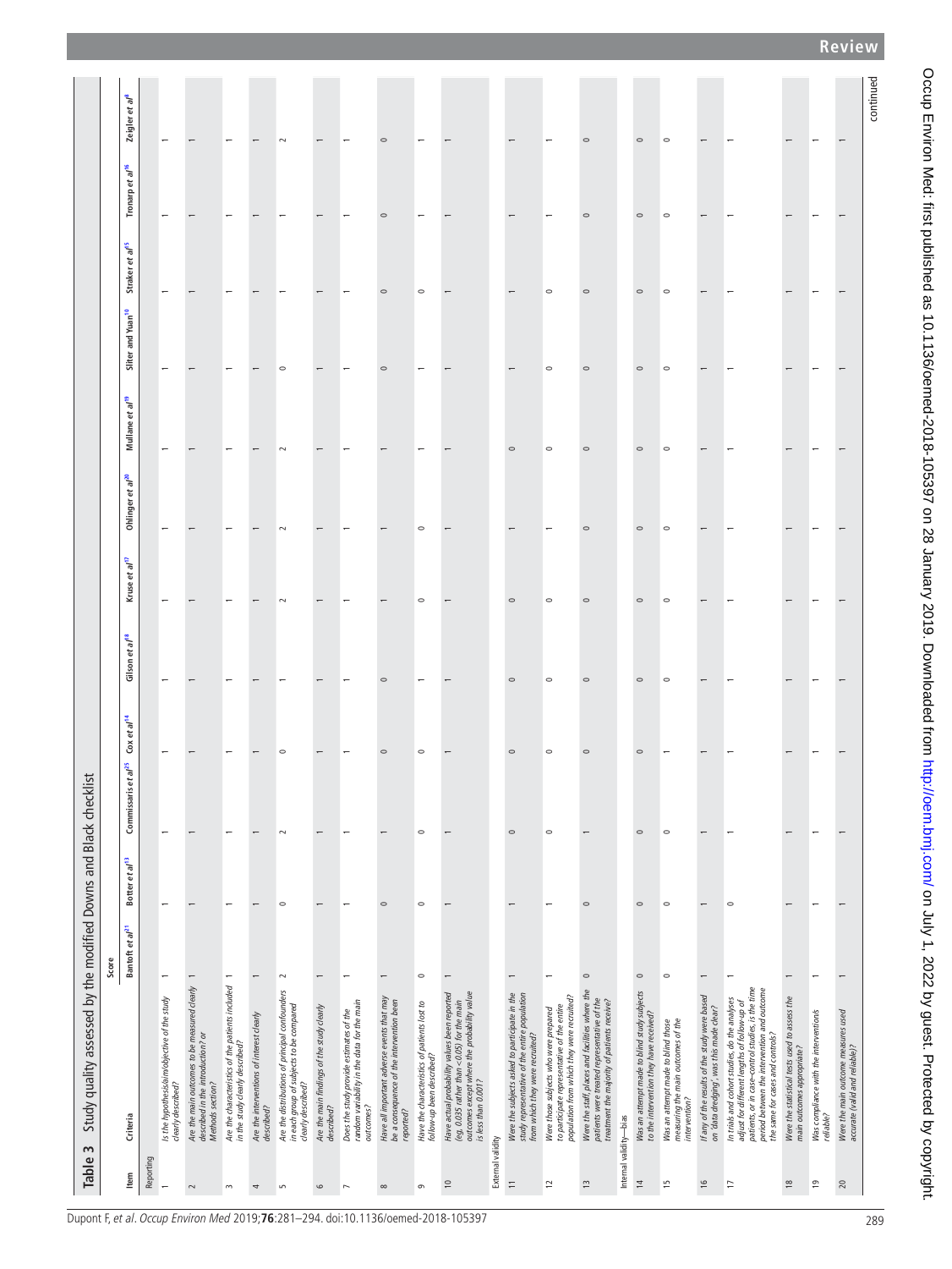**Table 3** Study quality assessed by the modified Downs and Black checklist

| Item | Criteria | Score | | | | | | | | | | | |
|---|---|---|---|---|---|---|---|---|---|---|---|---|---|
| | | Bantoft et al[21] | Botter et al[13] | Commissaris et al[25] | Cox et al[14] | Gilson et al[18] | Kruse et al[17] | Ohlinger et al[20] | Mullane et al[19] | Sliter and Yuan[10] | Straker et al[15] | Tronarp et al[16] | Zeigler et al[8] |
| **Reporting** | | | | | | | | | | | | | |
| 1 | *Is the hypothesis/aim/objective of the study clearly described?* | 1 | 1 | 1 | 1 | 1 | 1 | 1 | 1 | 1 | 1 | 1 | 1 |
| 2 | *Are the main outcomes to be measured clearly described in the introduction? or Methods section?* | 1 | 1 | 1 | 1 | 1 | 1 | 1 | 1 | 1 | 1 | 1 | 1 |
| 3 | *Are the characteristics of the patients included in the study clearly described?* | 1 | 1 | 1 | 1 | 1 | 1 | 1 | 1 | 1 | 1 | 1 | 1 |
| 4 | *Are the interventions of interest clearly described?* | 1 | 1 | 1 | 1 | 1 | 1 | 1 | 1 | 1 | 1 | 1 | 1 |
| 5 | *Are the distributions of principal confounders in each group of subjects to be compared clearly described?* | 2 | 0 | 2 | 0 | 1 | 2 | 2 | 2 | 0 | 1 | 1 | 2 |
| 6 | *Are the main findings of the study clearly described?* | 1 | 1 | 1 | 1 | 1 | 1 | 1 | 1 | 1 | 1 | 1 | 1 |
| 7 | *Does the study provide estimates of the random variability in the data for the main outcomes?* | 1 | 1 | 1 | 1 | 1 | 1 | 1 | 1 | 1 | 1 | 1 | 1 |
| 8 | *Have all important adverse events that may be a consequence of the intervention been reported?* | 1 | 0 | 1 | 0 | 0 | 1 | 1 | 1 | 0 | 0 | 0 | 0 |
| 9 | *Have the characteristics of patients lost to follow-up been described?* | 0 | 0 | 0 | 0 | 1 | 0 | 0 | 1 | 1 | 0 | 1 | 1 |
| 10 | *Have actual probability values been reported (eg, 0.035 rather than <0.05) for the main outcomes except where the probability value is less than 0.001?* | 1 | 1 | 1 | 1 | 1 | 1 | 1 | 1 | 1 | 1 | 1 | 1 |
| **External validity** | | | | | | | | | | | | | |
| 11 | *Were the subjects asked to participate in the study representative of the entire population from which they were recruited?* | 1 | 1 | 0 | 0 | 0 | 0 | 1 | 0 | 1 | 1 | 1 | 1 |
| 12 | *Were those subjects who were prepared to participate representative of the entire population from which they were recruited?* | 1 | 1 | 0 | 0 | 0 | 0 | 1 | 0 | 0 | 0 | 1 | 1 |
| 13 | *Were the staff, places and facilities where the patients were treated representative of the treatment the majority of patients receive?* | 0 | 0 | 1 | 0 | 0 | 0 | 0 | 0 | 0 | 0 | 0 | 0 |
| **Internal validity—bias** | | | | | | | | | | | | | |
| 14 | *Was an attempt made to blind study subjects to the intervention they have received?* | 0 | 0 | 0 | 0 | 0 | 0 | 0 | 0 | 0 | 0 | 0 | 0 |
| 15 | *Was an attempt made to blind those measuring the main outcomes of the intervention?* | 0 | 0 | 0 | 1 | 0 | 0 | 0 | 0 | 0 | 0 | 0 | 0 |
| 16 | *If any of the results of the study were based on 'data dredging', was this made clear?* | 1 | 1 | 1 | 1 | 1 | 1 | 1 | 1 | 1 | 1 | 1 | 1 |
| 17 | *In trials and cohort studies, do the analyses adjust for different lengths of follow-up of patients, or in case–control studies, is the time period between the intervention and outcome the same for cases and controls?* | 1 | 0 | 1 | 1 | 1 | 1 | 1 | 1 | 1 | 1 | 1 | 1 |
| 18 | *Were the statistical tests used to assess the main outcomes appropriate?* | 1 | 1 | 1 | 1 | 1 | 1 | 1 | 1 | 1 | 1 | 1 | 1 |
| 19 | *Was compliance with the intervention/s reliable?* | 1 | 1 | 1 | 1 | 1 | 1 | 1 | 1 | 1 | 1 | 1 | 1 |
| 20 | *Were the main outcome measures used accurate (valid and reliable)?* | 1 | 1 | 1 | 1 | 1 | 1 | 1 | 1 | 1 | 1 | 1 | 1 |

continued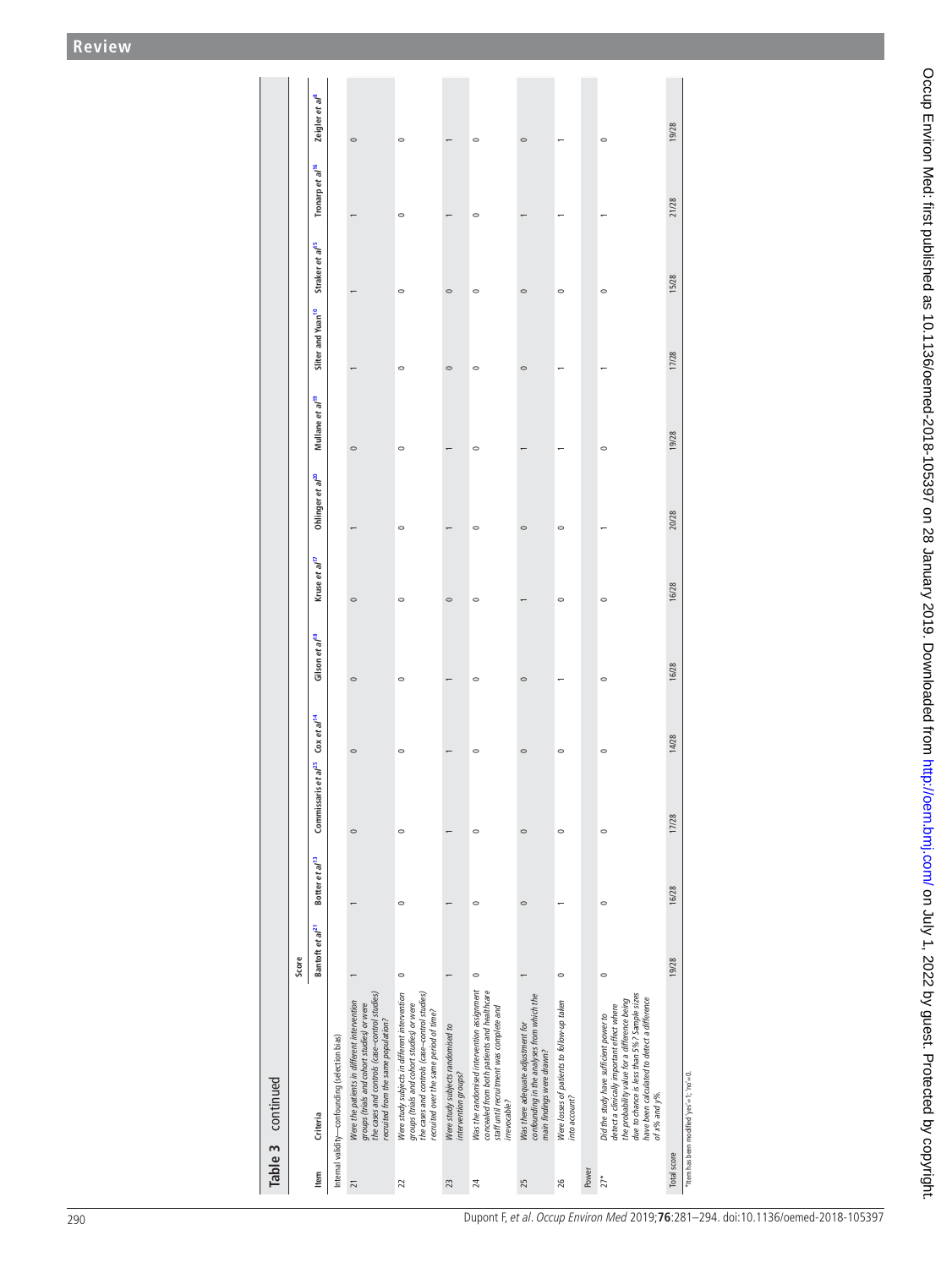**Table 3 continued**

| Item | Criteria | Score | | | | | | | | | | | | |
|---|---|---|---|---|---|---|---|---|---|---|---|---|---|---|
| | | Bantoft *et al*[21] | Botter *et al*[13] | Commissaris *et al*[25] | Cox *et al*[14] | Gilson *et al*[18] | Kruse *et al*[17] | Ohlinger *et al*[20] | Mullane *et al*[19] | Sliter and Yuan[10] | Straker *et al*[15] | Tronarp *et al*[16] | Zeigler *et al*[8] |
| Internal validity—confounding (selection bias) | | | | | | | | | | | | | |
| 21 | Were the patients in different intervention groups (trials and cohort studies) or were the cases and controls (case–control studies) recruited from the same population? | 1 | 1 | 0 | 0 | 0 | 0 | 1 | 0 | 1 | 1 | 1 | 0 |
| 22 | Were study subjects in different intervention groups (trials and cohort studies) or were the cases and controls (case–control studies) recruited over the same period of time? | 0 | 0 | 0 | 0 | 0 | 0 | 0 | 0 | 0 | 0 | 0 | 0 |
| 23 | Were study subjects randomised to intervention groups? | 1 | 1 | 1 | 1 | 1 | 0 | 1 | 1 | 0 | 0 | 1 | 1 |
| 24 | Was the randomised intervention assignment concealed from both patients and healthcare staff until recruitment was complete and irrevocable? | 0 | 0 | 0 | 0 | 0 | 0 | 0 | 0 | 0 | 0 | 0 | 0 |
| 25 | Was there adequate adjustment for confounding in the analyses from which the main findings were drawn? | 1 | 0 | 0 | 0 | 0 | 1 | 0 | 1 | 0 | 0 | 1 | 0 |
| 26 | Were losses of patients to follow-up taken into account? | 0 | 1 | 0 | 0 | 1 | 0 | 0 | 1 | 1 | 0 | 1 | 1 |
| Power | | | | | | | | | | | | | |
| 27* | Did the study have sufficient power to detect a clinically important effect where the probability value for a difference being due to chance is less than 5%? Sample sizes have been calculated to detect a difference of x% and y%. | 0 | 0 | 0 | 0 | 0 | 0 | 1 | 0 | 1 | 0 | 1 | 0 |
| Total score | | 19/28 | 16/28 | 17/28 | 14/28 | 16/28 | 16/28 | 20/28 | 19/28 | 17/28 | 15/28 | 21/28 | 19/28 |

*Item has been modified 'yes'=1; 'no'=0.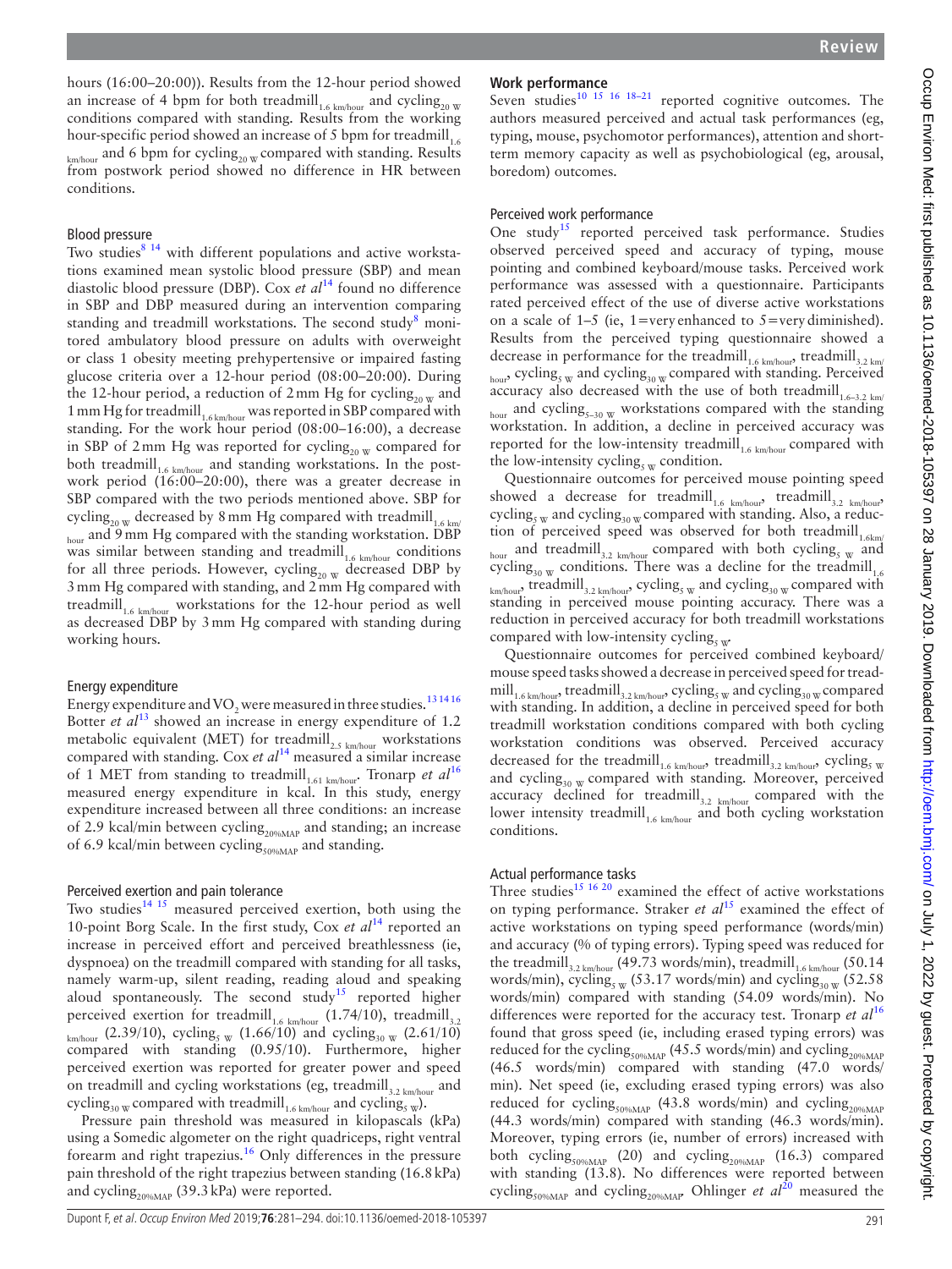hours (16:00–20:00)). Results from the 12-hour period showed an increase of 4 bpm for both $treadmill_{1.6\ km/hour}$ and $cycling_{20\ W}$ conditions compared with standing. Results from the working hour-specific period showed an increase of 5 bpm for $treadmill_{1.6\ km/hour}$ and 6 bpm for $cycling_{20\ W}$ compared with standing. Results from postwork period showed no difference in HR between conditions.

### Blood pressure

Two studies[8 14] with different populations and active workstations examined mean systolic blood pressure (SBP) and mean diastolic blood pressure (DBP). Cox *et al*[14] found no difference in SBP and DBP measured during an intervention comparing standing and treadmill workstations. The second study[8] monitored ambulatory blood pressure on adults with overweight or class 1 obesity meeting prehypertensive or impaired fasting glucose criteria over a 12-hour period (08:00–20:00). During the 12-hour period, a reduction of 2 mm Hg for $cycling_{20\ W}$ and 1 mm Hg for $treadmill_{1.6\ km/hour}$ was reported in SBP compared with standing. For the work hour period (08:00–16:00), a decrease in SBP of 2 mm Hg was reported for $cycling_{20\ W}$ compared for both $treadmill_{1.6\ km/hour}$ and standing workstations. In the postwork period (16:00–20:00), there was a greater decrease in SBP compared with the two periods mentioned above. SBP for $cycling_{20\ W}$ decreased by 8 mm Hg compared with $treadmill_{1.6\ km/hour}$ and 9 mm Hg compared with the standing workstation. DBP was similar between standing and $treadmill_{1.6\ km/hour}$ conditions for all three periods. However, $cycling_{20\ W}$ decreased DBP by 3 mm Hg compared with standing, and 2 mm Hg compared with $treadmill_{1.6\ km/hour}$ workstations for the 12-hour period as well as decreased DBP by 3 mm Hg compared with standing during working hours.

### Energy expenditure

Energy expenditure and $VO_2$ were measured in three studies.[13 14 16] Botter *et al*[13] showed an increase in energy expenditure of 1.2 metabolic equivalent (MET) for $treadmill_{2.5\ km/hour}$ workstations compared with standing. Cox *et al*[14] measured a similar increase of 1 MET from standing to $treadmill_{1.61\ km/hour}$. Tronarp *et al*[16] measured energy expenditure in kcal. In this study, energy expenditure increased between all three conditions: an increase of 2.9 kcal/min between $cycling_{20\%MAP}$ and standing; an increase of 6.9 kcal/min between $cycling_{50\%MAP}$ and standing.

### Perceived exertion and pain tolerance

Two studies[14 15] measured perceived exertion, both using the 10-point Borg Scale. In the first study, Cox *et al*[14] reported an increase in perceived effort and perceived breathlessness (ie, dyspnoea) on the treadmill compared with standing for all tasks, namely warm-up, silent reading, reading aloud and speaking aloud spontaneously. The second study[15] reported higher perceived exertion for $treadmill_{1.6\ km/hour}$ (1.74/10), $treadmill_{3.2\ km/hour}$ (2.39/10), $cycling_{5\ W}$ (1.66/10) and $cycling_{30\ W}$ (2.61/10) compared with standing (0.95/10). Furthermore, higher perceived exertion was reported for greater power and speed on treadmill and cycling workstations (eg, $treadmill_{3.2\ km/hour}$ and $cycling_{30\ W}$ compared with $treadmill_{1.6\ km/hour}$ and $cycling_{5\ W}$).

Pressure pain threshold was measured in kilopascals (kPa) using a Somedic algometer on the right quadriceps, right ventral forearm and right trapezius.[16] Only differences in the pressure pain threshold of the right trapezius between standing (16.8 kPa) and $cycling_{20\%MAP}$ (39.3 kPa) were reported.

## Work performance

Seven studies[10 15 16 18–21] reported cognitive outcomes. The authors measured perceived and actual task performances (eg, typing, mouse, psychomotor performances), attention and short-term memory capacity as well as psychobiological (eg, arousal, boredom) outcomes.

### Perceived work performance

One study[15] reported perceived task performance. Studies observed perceived speed and accuracy of typing, mouse pointing and combined keyboard/mouse tasks. Perceived work performance was assessed with a questionnaire. Participants rated perceived effect of the use of diverse active workstations on a scale of 1–5 (ie, 1=very enhanced to 5=very diminished). Results from the perceived typing questionnaire showed a decrease in performance for the $treadmill_{1.6\ km/hour}$, $treadmill_{3.2\ km/hour}$, $cycling_{5\ W}$ and $cycling_{30\ W}$ compared with standing. Perceived accuracy also decreased with the use of both $treadmill_{1.6–3.2\ km/hour}$ and $cycling_{5–30\ W}$ workstations compared with the standing workstation. In addition, a decline in perceived accuracy was reported for the low-intensity $treadmill_{1.6\ km/hour}$ compared with the low-intensity $cycling_{5\ W}$ condition.

Questionnaire outcomes for perceived mouse pointing speed showed a decrease for $treadmill_{1.6\ km/hour}$, $treadmill_{3.2\ km/hour}$, $cycling_{5\ W}$ and $cycling_{30\ W}$ compared with standing. Also, a reduction of perceived speed was observed for both $treadmill_{1.6\ km/hour}$ and $treadmill_{3.2\ km/hour}$ compared with both $cycling_{5\ W}$ and $cycling_{30\ W}$ conditions. There was a decline for the $treadmill_{1.6\ km/hour}$, $treadmill_{3.2\ km/hour}$, $cycling_{5\ W}$ and $cycling_{30\ W}$ compared with standing in perceived mouse pointing accuracy. There was a reduction in perceived accuracy for both treadmill workstations compared with low-intensity $cycling_{5\ W}$.

Questionnaire outcomes for perceived combined keyboard/mouse speed tasks showed a decrease in perceived speed for $treadmill_{1.6\ km/hour}$, $treadmill_{3.2\ km/hour}$, $cycling_{5\ W}$ and $cycling_{30\ W}$ compared with standing. In addition, a decline in perceived speed for both treadmill workstation conditions compared with both cycling workstation conditions was observed. Perceived accuracy decreased for the $treadmill_{1.6\ km/hour}$, $treadmill_{3.2\ km/hour}$, $cycling_{5\ W}$ and $cycling_{30\ W}$ compared with standing. Moreover, perceived accuracy declined for $treadmill_{3.2\ km/hour}$ compared with the lower intensity $treadmill_{1.6\ km/hour}$ and both cycling workstation conditions.

### Actual performance tasks

Three studies[15 16 20] examined the effect of active workstations on typing performance. Straker *et al*[15] examined the effect of active workstations on typing speed performance (words/min) and accuracy (% of typing errors). Typing speed was reduced for the $treadmill_{3.2\ km/hour}$ (49.73 words/min), $treadmill_{1.6\ km/hour}$ (50.14 words/min), $cycling_{5\ W}$ (53.17 words/min) and $cycling_{30\ W}$ (52.58 words/min) compared with standing (54.09 words/min). No differences were reported for the accuracy test. Tronarp *et al*[16] found that gross speed (ie, including erased typing errors) was reduced for the $cycling_{50\%MAP}$ (45.5 words/min) and $cycling_{20\%MAP}$ (46.5 words/min) compared with standing (47.0 words/min). Net speed (ie, excluding erased typing errors) was also reduced for $cycling_{50\%MAP}$ (43.8 words/min) and $cycling_{20\%MAP}$ (44.3 words/min) compared with standing (46.3 words/min). Moreover, typing errors (ie, number of errors) increased with both $cycling_{50\%MAP}$ (20) and $cycling_{20\%MAP}$ (16.3) compared with standing (13.8). No differences were reported between $cycling_{50\%MAP}$ and $cycling_{20\%MAP}$. Ohlinger *et al*[20] measured the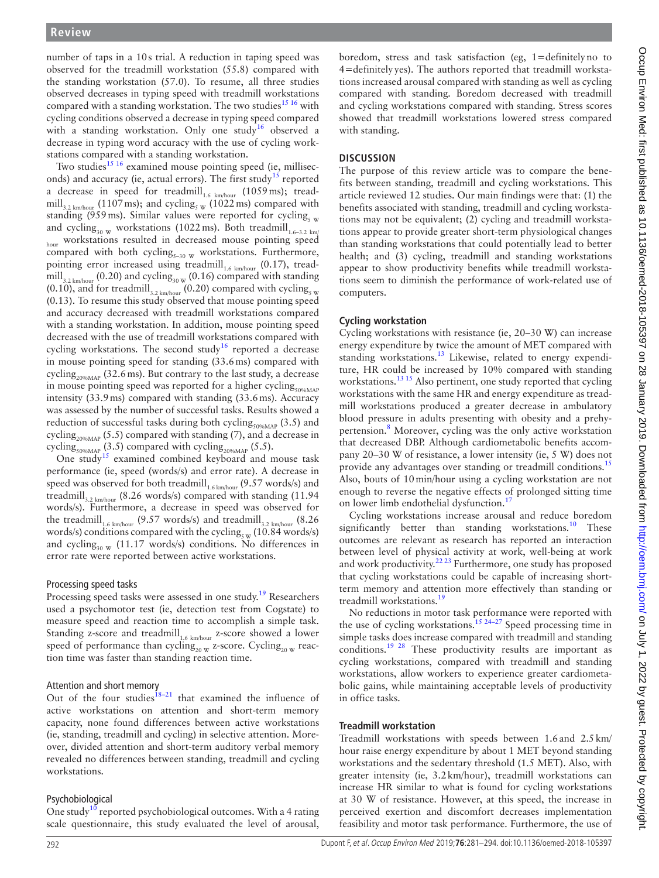number of taps in a 10 s trial. A reduction in taping speed was observed for the treadmill workstation (55.8) compared with the standing workstation (57.0). To resume, all three studies observed decreases in typing speed with treadmill workstations compared with a standing workstation. The two studies[15 16] with cycling conditions observed a decrease in typing speed compared with a standing workstation. Only one study[16] observed a decrease in typing word accuracy with the use of cycling workstations compared with a standing workstation.

Two studies[15 16] examined mouse pointing speed (ie, milliseconds) and accuracy (ie, actual errors). The first study[15] reported a decrease in speed for $\text{treadmill}_{1.6\ \text{km/hour}}$ (1059 ms); $\text{treadmill}_{3.2\ \text{km/hour}}$ (1107 ms); and $\text{cycling}_{5\ \text{W}}$ (1022 ms) compared with standing (959 ms). Similar values were reported for $\text{cycling}_{5\ \text{W}}$ and $\text{cycling}_{30\ \text{W}}$ workstations (1022 ms). Both $\text{treadmill}_{1.6\text{–}3.2\ \text{km/hour}}$ workstations resulted in decreased mouse pointing speed compared with both $\text{cycling}_{5\text{–}30\ \text{W}}$ workstations. Furthermore, pointing error increased using $\text{treadmill}_{1.6\ \text{km/hour}}$ (0.17), $\text{treadmill}_{3.2\ \text{km/hour}}$ (0.20) and $\text{cycling}_{30\ \text{W}}$ (0.16) compared with standing (0.10), and for $\text{treadmill}_{3.2\ \text{km/hour}}$ (0.20) compared with $\text{cycling}_{5\ \text{W}}$ (0.13). To resume this study observed that mouse pointing speed and accuracy decreased with treadmill workstations compared with a standing workstation. In addition, mouse pointing speed decreased with the use of treadmill workstations compared with cycling workstations. The second study[16] reported a decrease in mouse pointing speed for standing (33.6 ms) compared with $\text{cycling}_{20\%\text{MAP}}$ (32.6 ms). But contrary to the last study, a decrease in mouse pointing speed was reported for a higher $\text{cycling}_{50\%\text{MAP}}$ intensity (33.9 ms) compared with standing (33.6 ms). Accuracy was assessed by the number of successful tasks. Results showed a reduction of successful tasks during both $\text{cycling}_{50\%\text{MAP}}$ (3.5) and $\text{cycling}_{20\%\text{MAP}}$ (5.5) compared with standing (7), and a decrease in $\text{cycling}_{50\%\text{MAP}}$ (3.5) compared with $\text{cycling}_{20\%\text{MAP}}$ (5.5).

One study[15] examined combined keyboard and mouse task performance (ie, speed (words/s) and error rate). A decrease in speed was observed for both $\text{treadmill}_{1.6\ \text{km/hour}}$ (9.57 words/s) and $\text{treadmill}_{3.2\ \text{km/hour}}$ (8.26 words/s) compared with standing (11.94 words/s). Furthermore, a decrease in speed was observed for the $\text{treadmill}_{1.6\ \text{km/hour}}$ (9.57 words/s) and $\text{treadmill}_{3.2\ \text{km/hour}}$ (8.26 words/s) conditions compared with the $\text{cycling}_{5\ \text{W}}$ (10.84 words/s) and $\text{cycling}_{30\ \text{W}}$ (11.17 words/s) conditions. No differences in error rate were reported between active workstations.

### Processing speed tasks

Processing speed tasks were assessed in one study.[19] Researchers used a psychomotor test (ie, detection test from Cogstate) to measure speed and reaction time to accomplish a simple task. Standing z-score and $\text{treadmill}_{1.6\ \text{km/hour}}$ z-score showed a lower speed of performance than $\text{cycling}_{20\ \text{W}}$ z-score. $\text{Cycling}_{20\ \text{W}}$ reaction time was faster than standing reaction time.

### Attention and short memory

Out of the four studies[18–21] that examined the influence of active workstations on attention and short-term memory capacity, none found differences between active workstations (ie, standing, treadmill and cycling) in selective attention. Moreover, divided attention and short-term auditory verbal memory revealed no differences between standing, treadmill and cycling workstations.

### Psychobiological

One study[10] reported psychobiological outcomes. With a 4 rating scale questionnaire, this study evaluated the level of arousal, boredom, stress and task satisfaction (eg, 1=definitely no to 4=definitely yes). The authors reported that treadmill workstations increased arousal compared with standing as well as cycling compared with standing. Boredom decreased with treadmill and cycling workstations compared with standing. Stress scores showed that treadmill workstations lowered stress compared with standing.

## DISCUSSION

The purpose of this review article was to compare the benefits between standing, treadmill and cycling workstations. This article reviewed 12 studies. Our main findings were that: (1) the benefits associated with standing, treadmill and cycling workstations may not be equivalent; (2) cycling and treadmill workstations appear to provide greater short-term physiological changes than standing workstations that could potentially lead to better health; and (3) cycling, treadmill and standing workstations appear to show productivity benefits while treadmill workstations seem to diminish the performance of work-related use of computers.

### Cycling workstation

Cycling workstations with resistance (ie, 20–30 W) can increase energy expenditure by twice the amount of MET compared with standing workstations.[13] Likewise, related to energy expenditure, HR could be increased by 10% compared with standing workstations.[13 15] Also pertinent, one study reported that cycling workstations with the same HR and energy expenditure as treadmill workstations produced a greater decrease in ambulatory blood pressure in adults presenting with obesity and a prehypertension.[8] Moreover, cycling was the only active workstation that decreased DBP. Although cardiometabolic benefits accompany 20–30 W of resistance, a lower intensity (ie, 5 W) does not provide any advantages over standing or treadmill conditions.[15] Also, bouts of 10 min/hour using a cycling workstation are not enough to reverse the negative effects of prolonged sitting time on lower limb endothelial dysfunction.[17]

Cycling workstations increase arousal and reduce boredom significantly better than standing workstations.[10] These outcomes are relevant as research has reported an interaction between level of physical activity at work, well-being at work and work productivity.[22 23] Furthermore, one study has proposed that cycling workstations could be capable of increasing short-term memory and attention more effectively than standing or treadmill workstations.[19]

No reductions in motor task performance were reported with the use of cycling workstations.[15 24–27] Speed processing time in simple tasks does increase compared with treadmill and standing conditions.[19 28] These productivity results are important as cycling workstations, compared with treadmill and standing workstations, allow workers to experience greater cardiometabolic gains, while maintaining acceptable levels of productivity in office tasks.

### Treadmill workstation

Treadmill workstations with speeds between 1.6 and 2.5 km/hour raise energy expenditure by about 1 MET beyond standing workstations and the sedentary threshold (1.5 MET). Also, with greater intensity (ie, 3.2 km/hour), treadmill workstations can increase HR similar to what is found for cycling workstations at 30 W of resistance. However, at this speed, the increase in perceived exertion and discomfort decreases implementation feasibility and motor task performance. Furthermore, the use of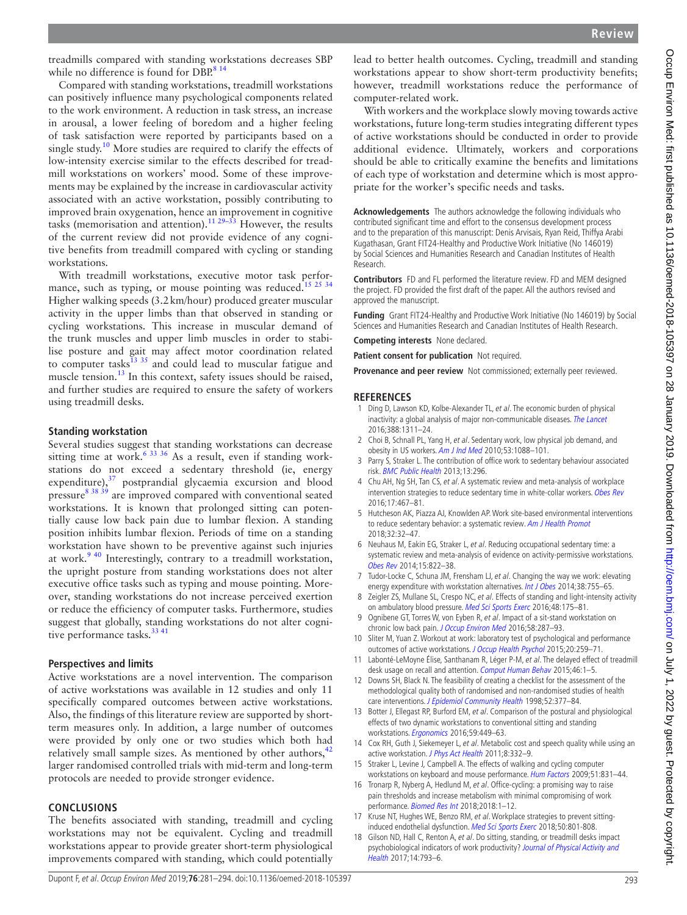treadmills compared with standing workstations decreases SBP while no difference is found for DBP.[8 14]

Compared with standing workstations, treadmill workstations can positively influence many psychological components related to the work environment. A reduction in task stress, an increase in arousal, a lower feeling of boredom and a higher feeling of task satisfaction were reported by participants based on a single study.[10] More studies are required to clarify the effects of low-intensity exercise similar to the effects described for treadmill workstations on workers' mood. Some of these improvements may be explained by the increase in cardiovascular activity associated with an active workstation, possibly contributing to improved brain oxygenation, hence an improvement in cognitive tasks (memorisation and attention).[11 29–33] However, the results of the current review did not provide evidence of any cognitive benefits from treadmill compared with cycling or standing workstations.

With treadmill workstations, executive motor task performance, such as typing, or mouse pointing was reduced.[15 25 34] Higher walking speeds (3.2 km/hour) produced greater muscular activity in the upper limbs than that observed in standing or cycling workstations. This increase in muscular demand of the trunk muscles and upper limb muscles in order to stabilise posture and gait may affect motor coordination related to computer tasks[13 35] and could lead to muscular fatigue and muscle tension.[13] In this context, safety issues should be raised, and further studies are required to ensure the safety of workers using treadmill desks.

### Standing workstation

Several studies suggest that standing workstations can decrease sitting time at work.[6 33 36] As a result, even if standing workstations do not exceed a sedentary threshold (ie, energy expenditure),[37] postprandial glycaemia excursion and blood pressure[8 38 39] are improved compared with conventional seated workstations. It is known that prolonged sitting can potentially cause low back pain due to lumbar flexion. A standing position inhibits lumbar flexion. Periods of time on a standing workstation have shown to be preventive against such injuries at work.[9 40] Interestingly, contrary to a treadmill workstation, the upright posture from standing workstations does not alter executive office tasks such as typing and mouse pointing. Moreover, standing workstations do not increase perceived exertion or reduce the efficiency of computer tasks. Furthermore, studies suggest that globally, standing workstations do not alter cognitive performance tasks.[33 41]

### Perspectives and limits

Active workstations are a novel intervention. The comparison of active workstations was available in 12 studies and only 11 specifically compared outcomes between active workstations. Also, the findings of this literature review are supported by short-term measures only. In addition, a large number of outcomes were provided by only one or two studies which both had relatively small sample sizes. As mentioned by other authors,[42] larger randomised controlled trials with mid-term and long-term protocols are needed to provide stronger evidence.

## CONCLUSIONS

The benefits associated with standing, treadmill and cycling workstations may not be equivalent. Cycling and treadmill workstations appear to provide greater short-term physiological improvements compared with standing, which could potentially lead to better health outcomes. Cycling, treadmill and standing workstations appear to show short-term productivity benefits; however, treadmill workstations reduce the performance of computer-related work.

With workers and the workplace slowly moving towards active workstations, future long-term studies integrating different types of active workstations should be conducted in order to provide additional evidence. Ultimately, workers and corporations should be able to critically examine the benefits and limitations of each type of workstation and determine which is most appropriate for the worker's specific needs and tasks.

**Acknowledgements** The authors acknowledge the following individuals who contributed significant time and effort to the consensus development process and to the preparation of this manuscript: Denis Arvisais, Ryan Reid, Thiffya Arabi Kugathasan, Grant FIT24-Healthy and Productive Work Initiative (No 146019) by Social Sciences and Humanities Research and Canadian Institutes of Health Research.

**Contributors** FD and FL performed the literature review. FD and MEM designed the project. FD provided the first draft of the paper. All the authors revised and approved the manuscript.

**Funding** Grant FIT24-Healthy and Productive Work Initiative (No 146019) by Social Sciences and Humanities Research and Canadian Institutes of Health Research.

**Competing interests** None declared.

**Patient consent for publication** Not required.

**Provenance and peer review** Not commissioned; externally peer reviewed.

## REFERENCES

1. Ding D, Lawson KD, Kolbe-Alexander TL, *et al*. The economic burden of physical inactivity: a global analysis of major non-communicable diseases. *The Lancet* 2016;388:1311–24.
2. Choi B, Schnall PL, Yang H, *et al*. Sedentary work, low physical job demand, and obesity in US workers. *Am J Ind Med* 2010;53:1088–101.
3. Parry S, Straker L. The contribution of office work to sedentary behaviour associated risk. *BMC Public Health* 2013;13:296.
4. Chu AH, Ng SH, Tan CS, *et al*. A systematic review and meta-analysis of workplace intervention strategies to reduce sedentary time in white-collar workers. *Obes Rev* 2016;17:467–81.
5. Hutcheson AK, Piazza AJ, Knowlden AP. Work site-based environmental interventions to reduce sedentary behavior: a systematic review. *Am J Health Promot* 2018;32:32–47.
6. Neuhaus M, Eakin EG, Straker L, *et al*. Reducing occupational sedentary time: a systematic review and meta-analysis of evidence on activity-permissive workstations. *Obes Rev* 2014;15:822–38.
7. Tudor-Locke C, Schuna JM, Frensham LJ, *et al*. Changing the way we work: elevating energy expenditure with workstation alternatives. *Int J Obes* 2014;38:755–65.
8. Zeigler ZS, Mullane SL, Crespo NC, *et al*. Effects of standing and light-intensity activity on ambulatory blood pressure. *Med Sci Sports Exerc* 2016;48:175–81.
9. Ognibene GT, Torres W, von Eyben R, *et al*. Impact of a sit-stand workstation on chronic low back pain. *J Occup Environ Med* 2016;58:287–93.
10. Sliter M, Yuan Z. Workout at work: laboratory test of psychological and performance outcomes of active workstations. *J Occup Health Psychol* 2015;20:259–71.
11. Labonté-LeMoyne Élise, Santhanam R, Léger P-M, *et al*. The delayed effect of treadmill desk usage on recall and attention. *Comput Human Behav* 2015;46:1–5.
12. Downs SH, Black N. The feasibility of creating a checklist for the assessment of the methodological quality both of randomised and non-randomised studies of health care interventions. *J Epidemiol Community Health* 1998;52:377–84.
13. Botter J, Ellegast RP, Burford EM, *et al*. Comparison of the postural and physiological effects of two dynamic workstations to conventional sitting and standing workstations. *Ergonomics* 2016;59:449–63.
14. Cox RH, Guth J, Siekemeyer L, *et al*. Metabolic cost and speech quality while using an active workstation. *J Phys Act Health* 2011;8:332–9.
15. Straker L, Levine J, Campbell A. The effects of walking and cycling computer workstations on keyboard and mouse performance. *Hum Factors* 2009;51:831–44.
16. Tronarp R, Nyberg A, Hedlund M, *et al*. Office-cycling: a promising way to raise pain thresholds and increase metabolism with minimal compromising of work performance. *Biomed Res Int* 2018;2018:1–12.
17. Kruse NT, Hughes WE, Benzo RM, *et al*. Workplace strategies to prevent sitting-induced endothelial dysfunction. *Med Sci Sports Exerc* 2018;50:801-808.
18. Gilson ND, Hall C, Renton A, *et al*. Do sitting, standing, or treadmill desks impact psychobiological indicators of work productivity? *Journal of Physical Activity and Health* 2017;14:793–6.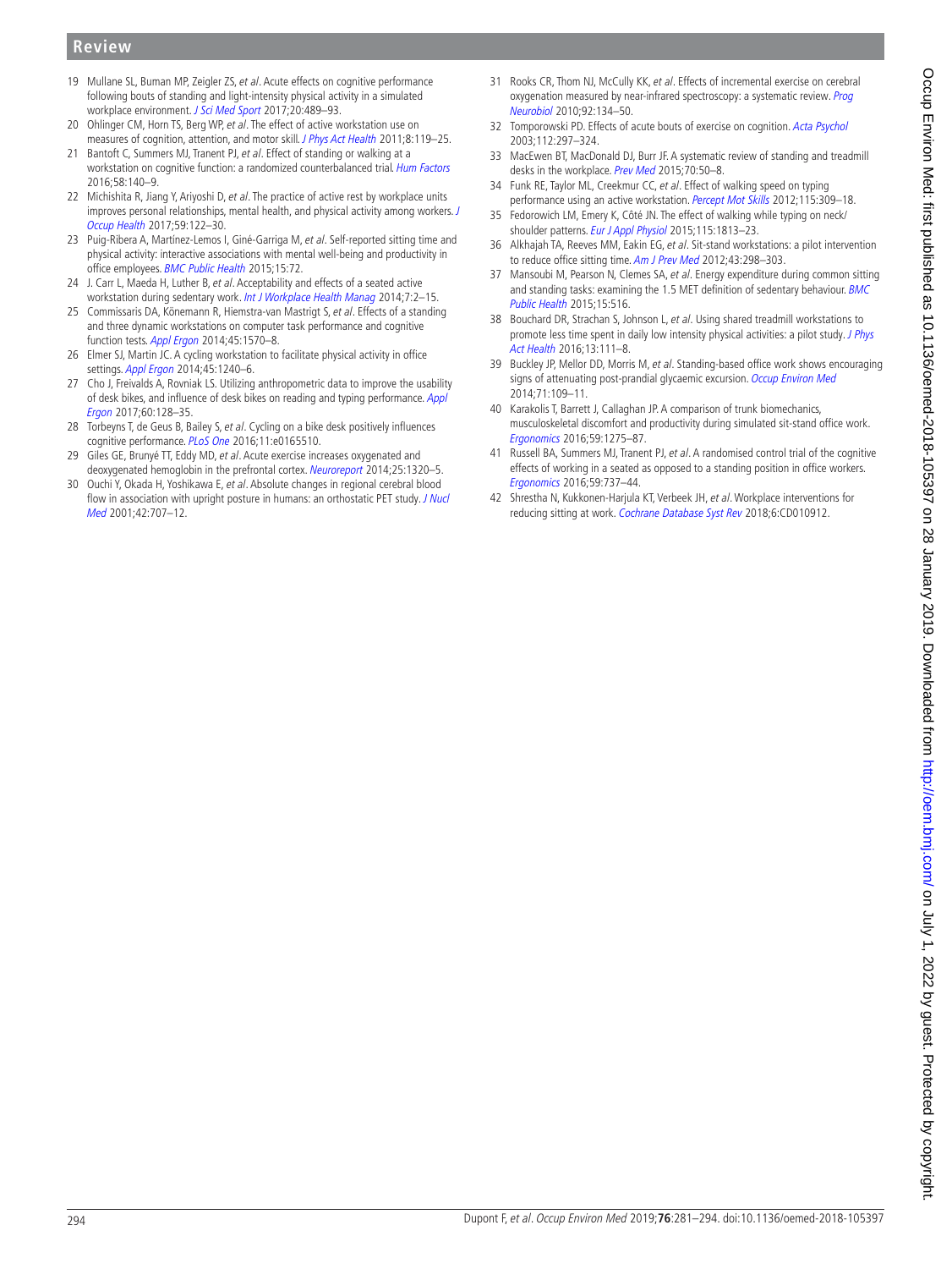19 Mullane SL, Buman MP, Zeigler ZS, *et al*. Acute effects on cognitive performance following bouts of standing and light-intensity physical activity in a simulated workplace environment. *J Sci Med Sport* 2017;20:489–93.

20 Ohlinger CM, Horn TS, Berg WP, *et al*. The effect of active workstation use on measures of cognition, attention, and motor skill. *J Phys Act Health* 2011;8:119–25.

21 Bantoft C, Summers MJ, Tranent PJ, *et al*. Effect of standing or walking at a workstation on cognitive function: a randomized counterbalanced trial. *Hum Factors* 2016;58:140–9.

22 Michishita R, Jiang Y, Ariyoshi D, *et al*. The practice of active rest by workplace units improves personal relationships, mental health, and physical activity among workers. *J Occup Health* 2017;59:122–30.

23 Puig-Ribera A, Martínez-Lemos I, Giné-Garriga M, *et al*. Self-reported sitting time and physical activity: interactive associations with mental well-being and productivity in office employees. *BMC Public Health* 2015;15:72.

24 J. Carr L, Maeda H, Luther B, *et al*. Acceptability and effects of a seated active workstation during sedentary work. *Int J Workplace Health Manag* 2014;7:2–15.

25 Commissaris DA, Könemann R, Hiemstra-van Mastrigt S, *et al*. Effects of a standing and three dynamic workstations on computer task performance and cognitive function tests. *Appl Ergon* 2014;45:1570–8.

26 Elmer SJ, Martin JC. A cycling workstation to facilitate physical activity in office settings. *Appl Ergon* 2014;45:1240–6.

27 Cho J, Freivalds A, Rovniak LS. Utilizing anthropometric data to improve the usability of desk bikes, and influence of desk bikes on reading and typing performance. *Appl Ergon* 2017;60:128–35.

28 Torbeyns T, de Geus B, Bailey S, *et al*. Cycling on a bike desk positively influences cognitive performance. *PLoS One* 2016;11:e0165510.

29 Giles GE, Brunyé TT, Eddy MD, *et al*. Acute exercise increases oxygenated and deoxygenated hemoglobin in the prefrontal cortex. *Neuroreport* 2014;25:1320–5.

30 Ouchi Y, Okada H, Yoshikawa E, *et al*. Absolute changes in regional cerebral blood flow in association with upright posture in humans: an orthostatic PET study. *J Nucl Med* 2001;42:707–12.

31 Rooks CR, Thom NJ, McCully KK, *et al*. Effects of incremental exercise on cerebral oxygenation measured by near-infrared spectroscopy: a systematic review. *Prog Neurobiol* 2010;92:134–50.

32 Tomporowski PD. Effects of acute bouts of exercise on cognition. *Acta Psychol* 2003;112:297–324.

33 MacEwen BT, MacDonald DJ, Burr JF. A systematic review of standing and treadmill desks in the workplace. *Prev Med* 2015;70:50–8.

34 Funk RE, Taylor ML, Creekmur CC, *et al*. Effect of walking speed on typing performance using an active workstation. *Percept Mot Skills* 2012;115:309–18.

35 Fedorowich LM, Emery K, Côté JN. The effect of walking while typing on neck/shoulder patterns. *Eur J Appl Physiol* 2015;115:1813–23.

36 Alkhajah TA, Reeves MM, Eakin EG, *et al*. Sit-stand workstations: a pilot intervention to reduce office sitting time. *Am J Prev Med* 2012;43:298–303.

37 Mansoubi M, Pearson N, Clemes SA, *et al*. Energy expenditure during common sitting and standing tasks: examining the 1.5 MET definition of sedentary behaviour. *BMC Public Health* 2015;15:516.

38 Bouchard DR, Strachan S, Johnson L, *et al*. Using shared treadmill workstations to promote less time spent in daily low intensity physical activities: a pilot study. *J Phys Act Health* 2016;13:111–8.

39 Buckley JP, Mellor DD, Morris M, *et al*. Standing-based office work shows encouraging signs of attenuating post-prandial glycaemic excursion. *Occup Environ Med* 2014;71:109–11.

40 Karakolis T, Barrett J, Callaghan JP. A comparison of trunk biomechanics, musculoskeletal discomfort and productivity during simulated sit-stand office work. *Ergonomics* 2016;59:1275–87.

41 Russell BA, Summers MJ, Tranent PJ, *et al*. A randomised control trial of the cognitive effects of working in a seated as opposed to a standing position in office workers. *Ergonomics* 2016;59:737–44.

42 Shrestha N, Kukkonen-Harjula KT, Verbeek JH, *et al*. Workplace interventions for reducing sitting at work. *Cochrane Database Syst Rev* 2018;6:CD010912.